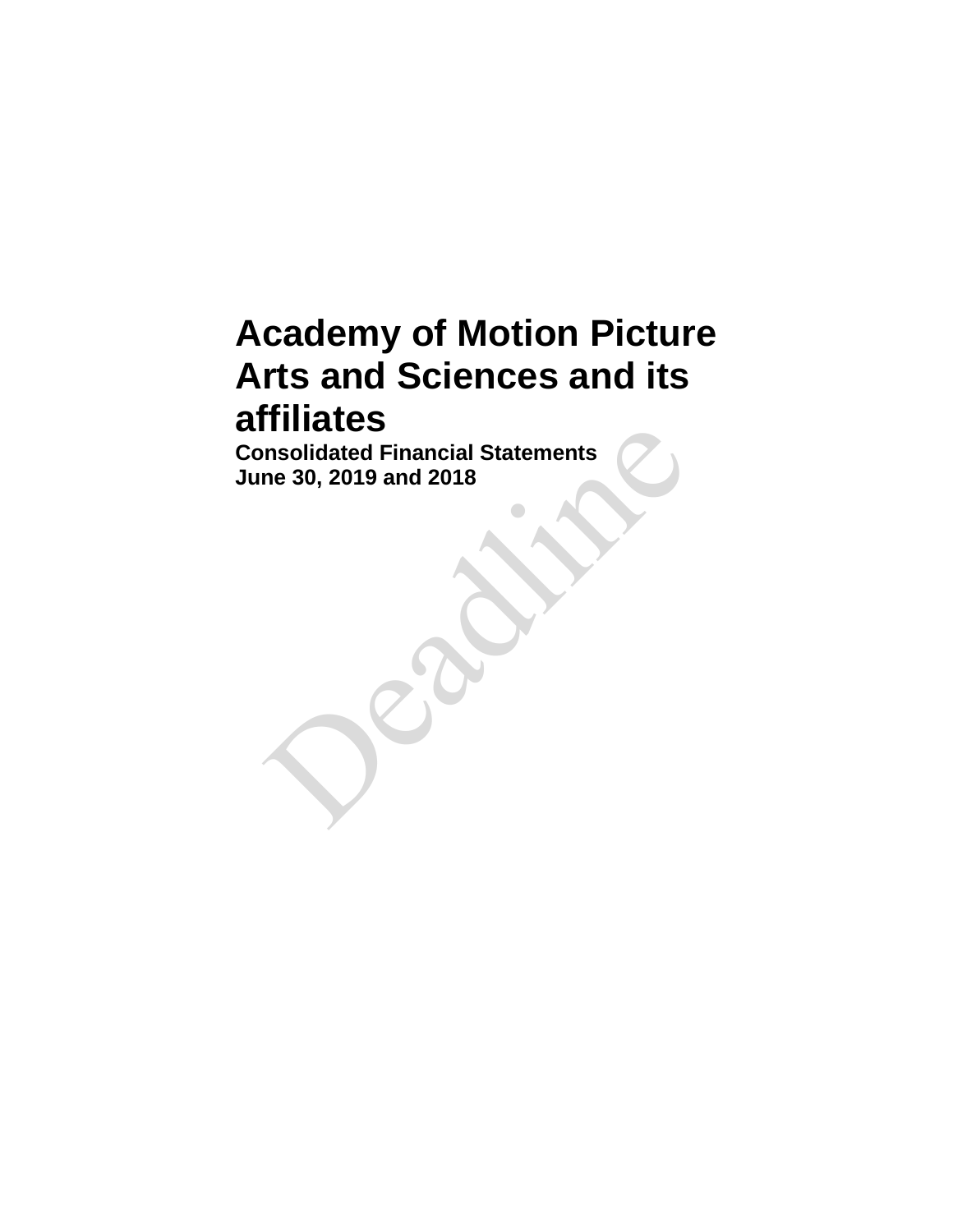# Academy of Motion Picture Arts and Sciences and its affiliates

**Consolidated Financial Statements**
**June 30, 2019 and 2018**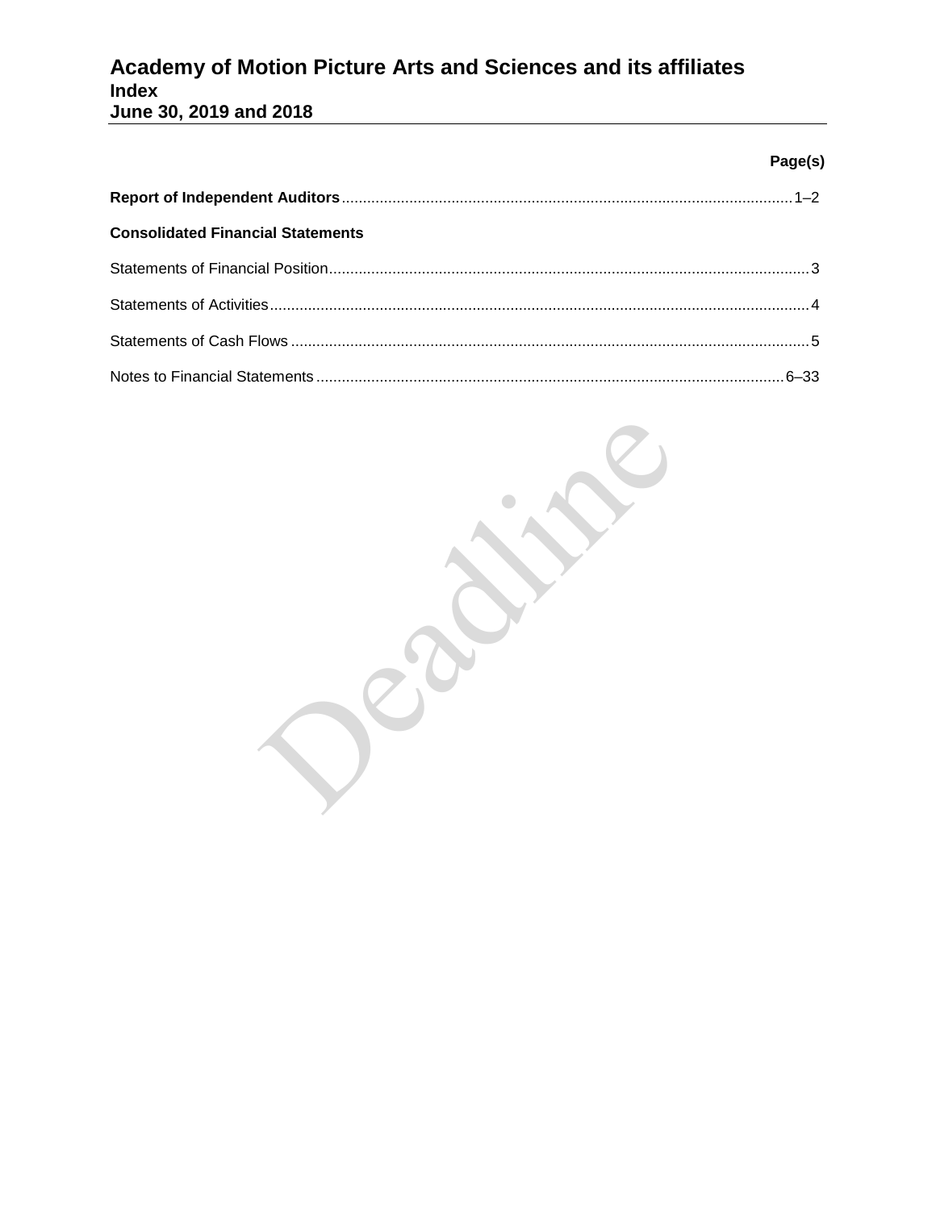# Academy of Motion Picture Arts and Sciences and its affiliates
## Index
## June 30, 2019 and 2018

| | Page(s) |
|---|---|
| **Report of Independent Auditors** | 1–2 |
| **Consolidated Financial Statements** | |
| Statements of Financial Position | 3 |
| Statements of Activities | 4 |
| Statements of Cash Flows | 5 |
| Notes to Financial Statements | 6–33 |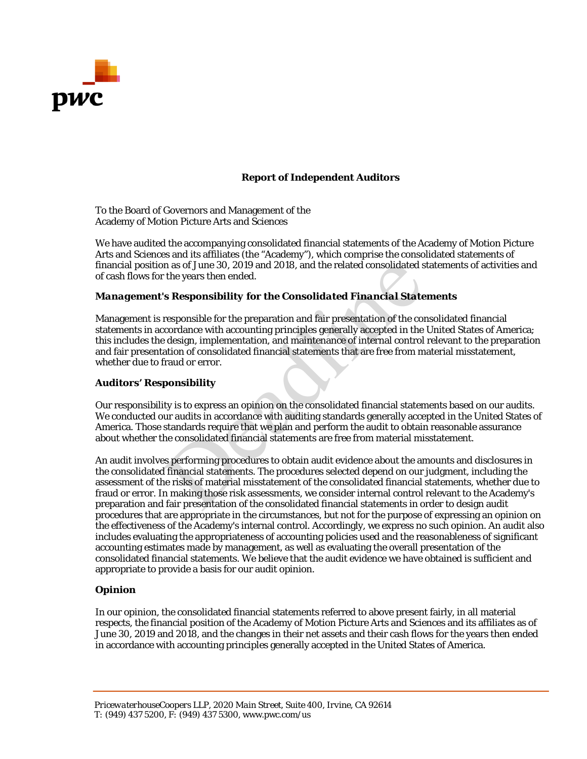# Report of Independent Auditors

To the Board of Governors and Management of the
Academy of Motion Picture Arts and Sciences

We have audited the accompanying consolidated financial statements of the Academy of Motion Picture Arts and Sciences and its affiliates (the "Academy"), which comprise the consolidated statements of financial position as of June 30, 2019 and 2018, and the related consolidated statements of activities and of cash flows for the years then ended.

## *Management's Responsibility for the Consolidated Financial Statements*

Management is responsible for the preparation and fair presentation of the consolidated financial statements in accordance with accounting principles generally accepted in the United States of America; this includes the design, implementation, and maintenance of internal control relevant to the preparation and fair presentation of consolidated financial statements that are free from material misstatement, whether due to fraud or error.

## Auditors' Responsibility

Our responsibility is to express an opinion on the consolidated financial statements based on our audits. We conducted our audits in accordance with auditing standards generally accepted in the United States of America. Those standards require that we plan and perform the audit to obtain reasonable assurance about whether the consolidated financial statements are free from material misstatement.

An audit involves performing procedures to obtain audit evidence about the amounts and disclosures in the consolidated financial statements. The procedures selected depend on our judgment, including the assessment of the risks of material misstatement of the consolidated financial statements, whether due to fraud or error. In making those risk assessments, we consider internal control relevant to the Academy's preparation and fair presentation of the consolidated financial statements in order to design audit procedures that are appropriate in the circumstances, but not for the purpose of expressing an opinion on the effectiveness of the Academy's internal control. Accordingly, we express no such opinion. An audit also includes evaluating the appropriateness of accounting policies used and the reasonableness of significant accounting estimates made by management, as well as evaluating the overall presentation of the consolidated financial statements. We believe that the audit evidence we have obtained is sufficient and appropriate to provide a basis for our audit opinion.

## Opinion

In our opinion, the consolidated financial statements referred to above present fairly, in all material respects, the financial position of the Academy of Motion Picture Arts and Sciences and its affiliates as of June 30, 2019 and 2018, and the changes in their net assets and their cash flows for the years then ended in accordance with accounting principles generally accepted in the United States of America.

*PricewaterhouseCoopers LLP, 2020 Main Street, Suite 400, Irvine, CA 92614*
T: (949) 437 5200, F: (949) 437 5300, www.pwc.com/us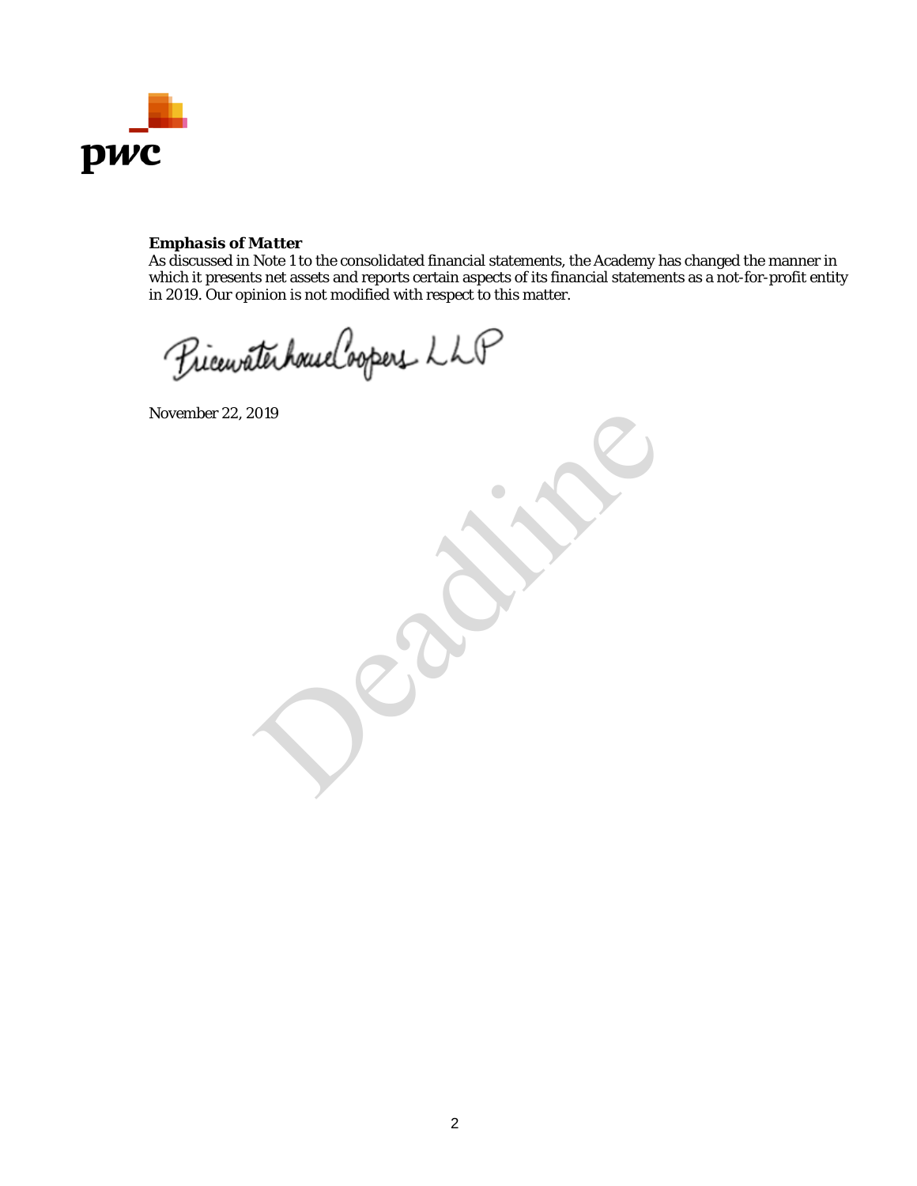***Emphasis of Matter***
As discussed in Note 1 to the consolidated financial statements, the Academy has changed the manner in which it presents net assets and reports certain aspects of its financial statements as a not-for-profit entity in 2019. Our opinion is not modified with respect to this matter.

PricewaterhouseCoopers LLP

November 22, 2019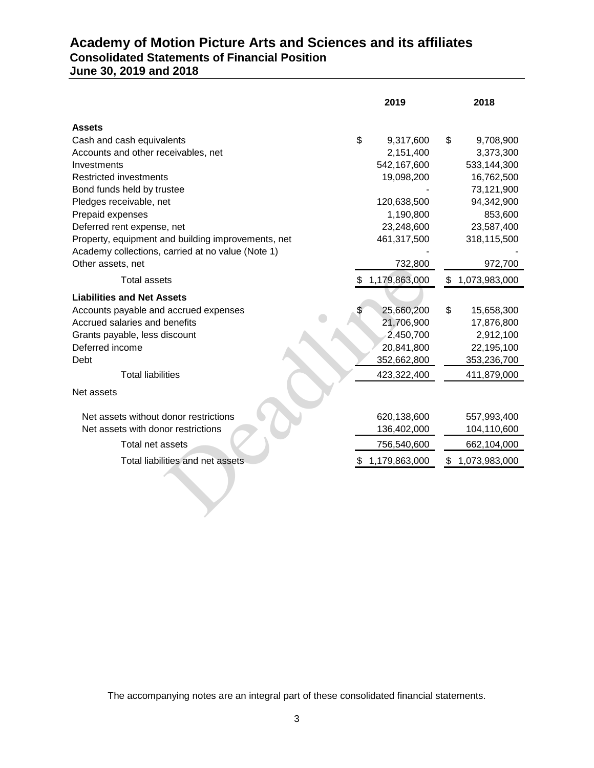# Academy of Motion Picture Arts and Sciences and its affiliates

## Consolidated Statements of Financial Position

## June 30, 2019 and 2018

| | 2019 | 2018 |
|---|---|---|
| **Assets** | | |
| Cash and cash equivalents | $ 9,317,600 | $ 9,708,900 |
| Accounts and other receivables, net | 2,151,400 | 3,373,300 |
| Investments | 542,167,600 | 533,144,300 |
| Restricted investments | 19,098,200 | 16,762,500 |
| Bond funds held by trustee | - | 73,121,900 |
| Pledges receivable, net | 120,638,500 | 94,342,900 |
| Prepaid expenses | 1,190,800 | 853,600 |
| Deferred rent expense, net | 23,248,600 | 23,587,400 |
| Property, equipment and building improvements, net | 461,317,500 | 318,115,500 |
| Academy collections, carried at no value (Note 1) | - | - |
| Other assets, net | 732,800 | 972,700 |
| Total assets | $ 1,179,863,000 | $ 1,073,983,000 |
| **Liabilities and Net Assets** | | |
| Accounts payable and accrued expenses | $ 25,660,200 | $ 15,658,300 |
| Accrued salaries and benefits | 21,706,900 | 17,876,800 |
| Grants payable, less discount | 2,450,700 | 2,912,100 |
| Deferred income | 20,841,800 | 22,195,100 |
| Debt | 352,662,800 | 353,236,700 |
| Total liabilities | 423,322,400 | 411,879,000 |
| Net assets | | |
| Net assets without donor restrictions | 620,138,600 | 557,993,400 |
| Net assets with donor restrictions | 136,402,000 | 104,110,600 |
| Total net assets | 756,540,600 | 662,104,000 |
| Total liabilities and net assets | $ 1,179,863,000 | $ 1,073,983,000 |

The accompanying notes are an integral part of these consolidated financial statements.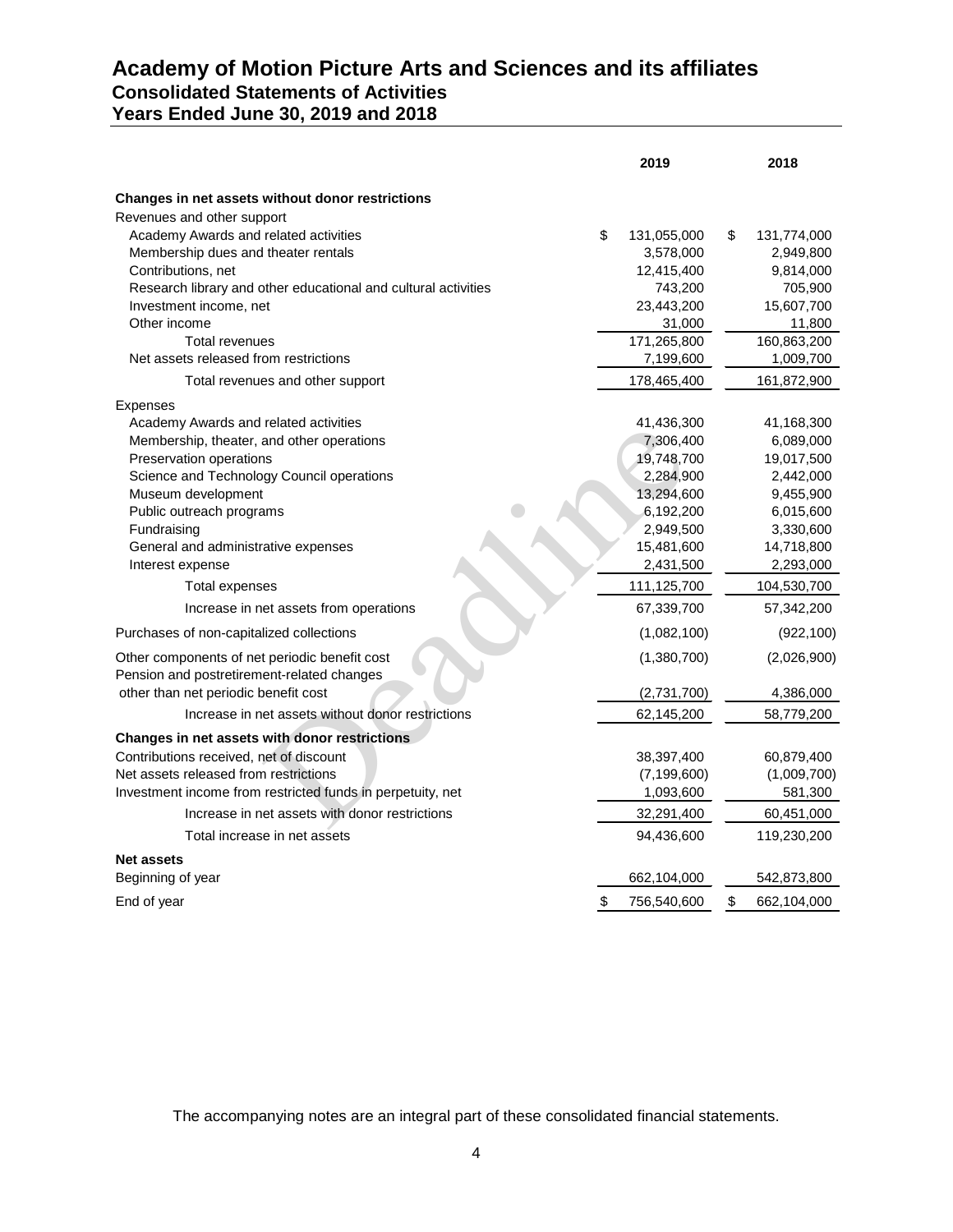# Academy of Motion Picture Arts and Sciences and its affiliates
## Consolidated Statements of Activities
## Years Ended June 30, 2019 and 2018

| | 2019 | 2018 |
|---|---|---|
| **Changes in net assets without donor restrictions** | | |
| Revenues and other support | | |
| Academy Awards and related activities | $ 131,055,000 | $ 131,774,000 |
| Membership dues and theater rentals | 3,578,000 | 2,949,800 |
| Contributions, net | 12,415,400 | 9,814,000 |
| Research library and other educational and cultural activities | 743,200 | 705,900 |
| Investment income, net | 23,443,200 | 15,607,700 |
| Other income | 31,000 | 11,800 |
| Total revenues | 171,265,800 | 160,863,200 |
| Net assets released from restrictions | 7,199,600 | 1,009,700 |
| Total revenues and other support | 178,465,400 | 161,872,900 |
| Expenses | | |
| Academy Awards and related activities | 41,436,300 | 41,168,300 |
| Membership, theater, and other operations | 7,306,400 | 6,089,000 |
| Preservation operations | 19,748,700 | 19,017,500 |
| Science and Technology Council operations | 2,284,900 | 2,442,000 |
| Museum development | 13,294,600 | 9,455,900 |
| Public outreach programs | 6,192,200 | 6,015,600 |
| Fundraising | 2,949,500 | 3,330,600 |
| General and administrative expenses | 15,481,600 | 14,718,800 |
| Interest expense | 2,431,500 | 2,293,000 |
| Total expenses | 111,125,700 | 104,530,700 |
| Increase in net assets from operations | 67,339,700 | 57,342,200 |
| Purchases of non-capitalized collections | (1,082,100) | (922,100) |
| Other components of net periodic benefit cost | (1,380,700) | (2,026,900) |
| Pension and postretirement-related changes other than net periodic benefit cost | (2,731,700) | 4,386,000 |
| Increase in net assets without donor restrictions | 62,145,200 | 58,779,200 |
| **Changes in net assets with donor restrictions** | | |
| Contributions received, net of discount | 38,397,400 | 60,879,400 |
| Net assets released from restrictions | (7,199,600) | (1,009,700) |
| Investment income from restricted funds in perpetuity, net | 1,093,600 | 581,300 |
| Increase in net assets with donor restrictions | 32,291,400 | 60,451,000 |
| Total increase in net assets | 94,436,600 | 119,230,200 |
| **Net assets** | | |
| Beginning of year | 662,104,000 | 542,873,800 |
| End of year | $ 756,540,600 | $ 662,104,000 |

The accompanying notes are an integral part of these consolidated financial statements.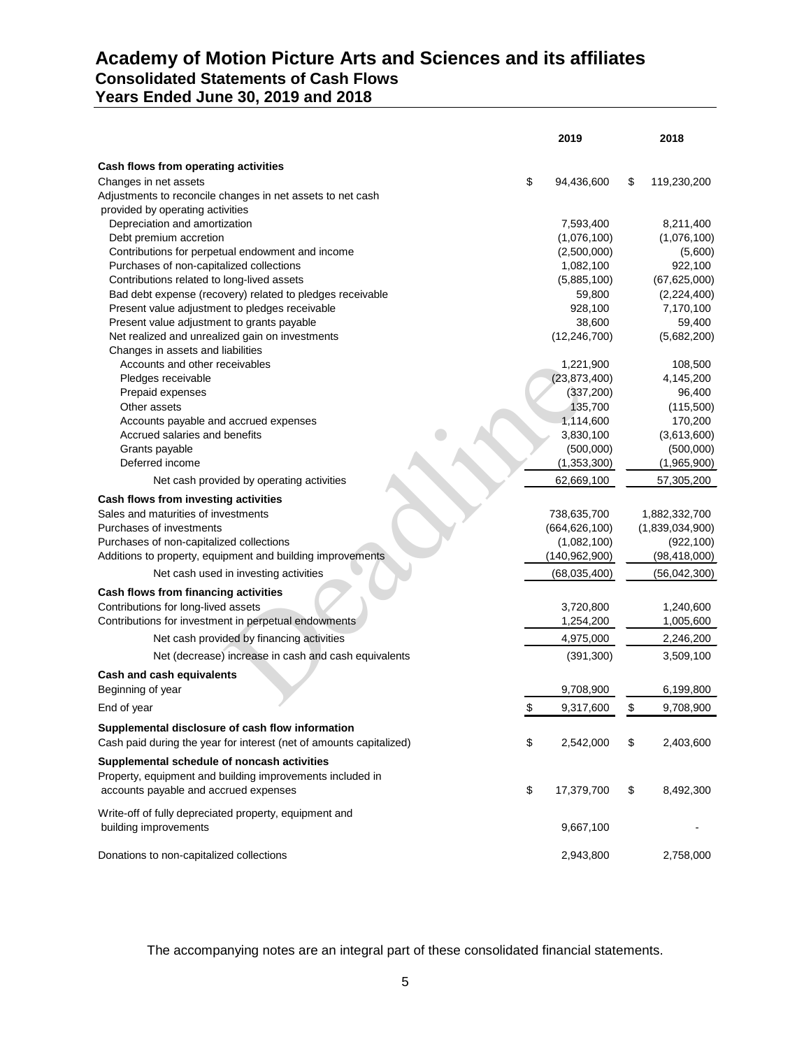# Academy of Motion Picture Arts and Sciences and its affiliates
## Consolidated Statements of Cash Flows
## Years Ended June 30, 2019 and 2018

| | 2019 | 2018 |
|---|---|---|
| **Cash flows from operating activities** | | |
| Changes in net assets | $ 94,436,600 | $ 119,230,200 |
| Adjustments to reconcile changes in net assets to net cash provided by operating activities | | |
| Depreciation and amortization | 7,593,400 | 8,211,400 |
| Debt premium accretion | (1,076,100) | (1,076,100) |
| Contributions for perpetual endowment and income | (2,500,000) | (5,600) |
| Purchases of non-capitalized collections | 1,082,100 | 922,100 |
| Contributions related to long-lived assets | (5,885,100) | (67,625,000) |
| Bad debt expense (recovery) related to pledges receivable | 59,800 | (2,224,400) |
| Present value adjustment to pledges receivable | 928,100 | 7,170,100 |
| Present value adjustment to grants payable | 38,600 | 59,400 |
| Net realized and unrealized gain on investments | (12,246,700) | (5,682,200) |
| Changes in assets and liabilities | | |
| Accounts and other receivables | 1,221,900 | 108,500 |
| Pledges receivable | (23,873,400) | 4,145,200 |
| Prepaid expenses | (337,200) | 96,400 |
| Other assets | 135,700 | (115,500) |
| Accounts payable and accrued expenses | 1,114,600 | 170,200 |
| Accrued salaries and benefits | 3,830,100 | (3,613,600) |
| Grants payable | (500,000) | (500,000) |
| Deferred income | (1,353,300) | (1,965,900) |
| Net cash provided by operating activities | 62,669,100 | 57,305,200 |
| **Cash flows from investing activities** | | |
| Sales and maturities of investments | 738,635,700 | 1,882,332,700 |
| Purchases of investments | (664,626,100) | (1,839,034,900) |
| Purchases of non-capitalized collections | (1,082,100) | (922,100) |
| Additions to property, equipment and building improvements | (140,962,900) | (98,418,000) |
| Net cash used in investing activities | (68,035,400) | (56,042,300) |
| **Cash flows from financing activities** | | |
| Contributions for long-lived assets | 3,720,800 | 1,240,600 |
| Contributions for investment in perpetual endowments | 1,254,200 | 1,005,600 |
| Net cash provided by financing activities | 4,975,000 | 2,246,200 |
| Net (decrease) increase in cash and cash equivalents | (391,300) | 3,509,100 |
| **Cash and cash equivalents** | | |
| Beginning of year | 9,708,900 | 6,199,800 |
| End of year | $ 9,317,600 | $ 9,708,900 |
| **Supplemental disclosure of cash flow information** | | |
| Cash paid during the year for interest (net of amounts capitalized) | $ 2,542,000 | $ 2,403,600 |
| **Supplemental schedule of noncash activities** | | |
| Property, equipment and building improvements included in accounts payable and accrued expenses | $ 17,379,700 | $ 8,492,300 |
| Write-off of fully depreciated property, equipment and building improvements | 9,667,100 | - |
| Donations to non-capitalized collections | 2,943,800 | 2,758,000 |

The accompanying notes are an integral part of these consolidated financial statements.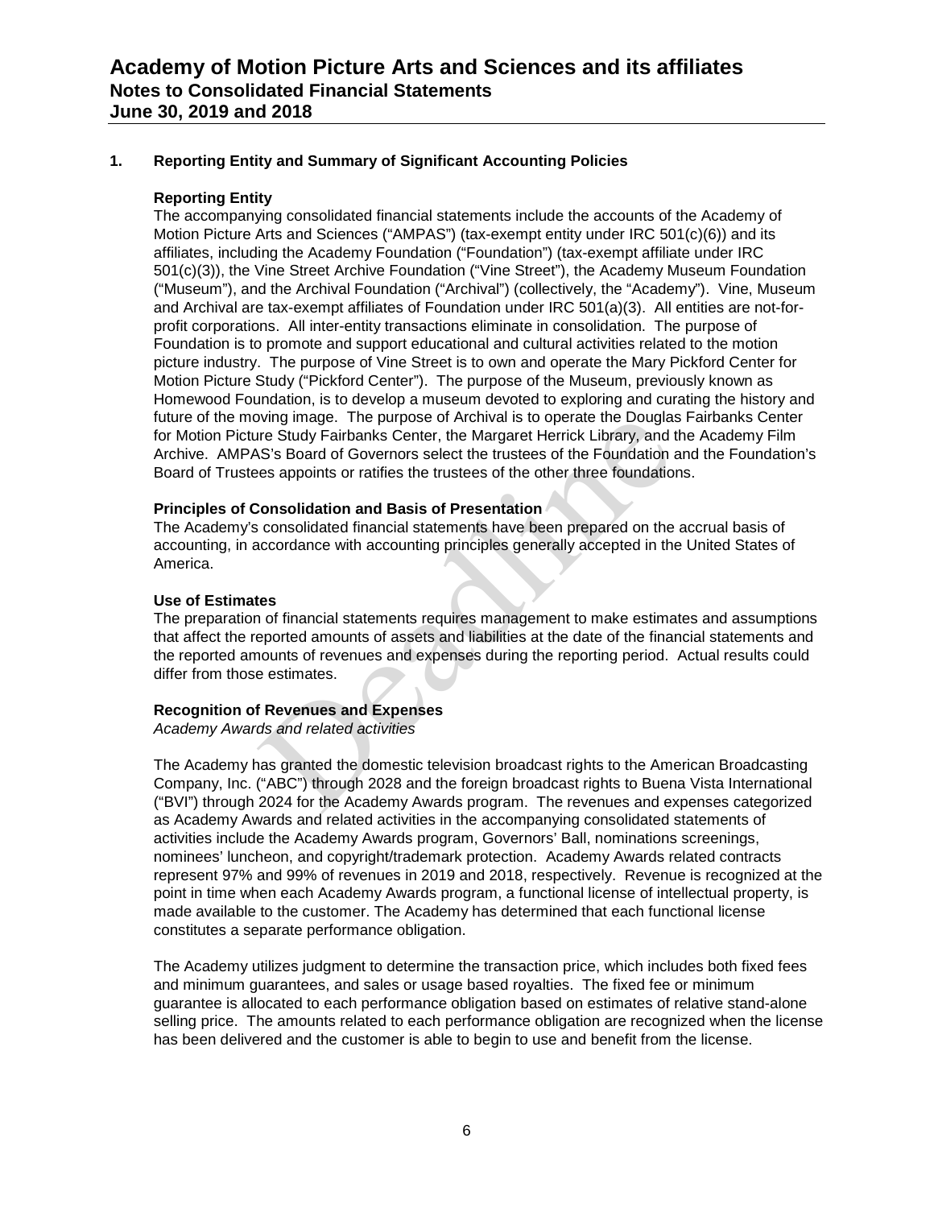## 1. Reporting Entity and Summary of Significant Accounting Policies

### Reporting Entity

The accompanying consolidated financial statements include the accounts of the Academy of Motion Picture Arts and Sciences ("AMPAS") (tax-exempt entity under IRC 501(c)(6)) and its affiliates, including the Academy Foundation ("Foundation") (tax-exempt affiliate under IRC 501(c)(3)), the Vine Street Archive Foundation ("Vine Street"), the Academy Museum Foundation ("Museum"), and the Archival Foundation ("Archival") (collectively, the "Academy"). Vine, Museum and Archival are tax-exempt affiliates of Foundation under IRC 501(a)(3). All entities are not-for-profit corporations. All inter-entity transactions eliminate in consolidation. The purpose of Foundation is to promote and support educational and cultural activities related to the motion picture industry. The purpose of Vine Street is to own and operate the Mary Pickford Center for Motion Picture Study ("Pickford Center"). The purpose of the Museum, previously known as Homewood Foundation, is to develop a museum devoted to exploring and curating the history and future of the moving image. The purpose of Archival is to operate the Douglas Fairbanks Center for Motion Picture Study Fairbanks Center, the Margaret Herrick Library, and the Academy Film Archive. AMPAS's Board of Governors select the trustees of the Foundation and the Foundation's Board of Trustees appoints or ratifies the trustees of the other three foundations.

### Principles of Consolidation and Basis of Presentation

The Academy's consolidated financial statements have been prepared on the accrual basis of accounting, in accordance with accounting principles generally accepted in the United States of America.

### Use of Estimates

The preparation of financial statements requires management to make estimates and assumptions that affect the reported amounts of assets and liabilities at the date of the financial statements and the reported amounts of revenues and expenses during the reporting period. Actual results could differ from those estimates.

### Recognition of Revenues and Expenses

*Academy Awards and related activities*

The Academy has granted the domestic television broadcast rights to the American Broadcasting Company, Inc. ("ABC") through 2028 and the foreign broadcast rights to Buena Vista International ("BVI") through 2024 for the Academy Awards program. The revenues and expenses categorized as Academy Awards and related activities in the accompanying consolidated statements of activities include the Academy Awards program, Governors' Ball, nominations screenings, nominees' luncheon, and copyright/trademark protection. Academy Awards related contracts represent 97% and 99% of revenues in 2019 and 2018, respectively. Revenue is recognized at the point in time when each Academy Awards program, a functional license of intellectual property, is made available to the customer. The Academy has determined that each functional license constitutes a separate performance obligation.

The Academy utilizes judgment to determine the transaction price, which includes both fixed fees and minimum guarantees, and sales or usage based royalties. The fixed fee or minimum guarantee is allocated to each performance obligation based on estimates of relative stand-alone selling price. The amounts related to each performance obligation are recognized when the license has been delivered and the customer is able to begin to use and benefit from the license.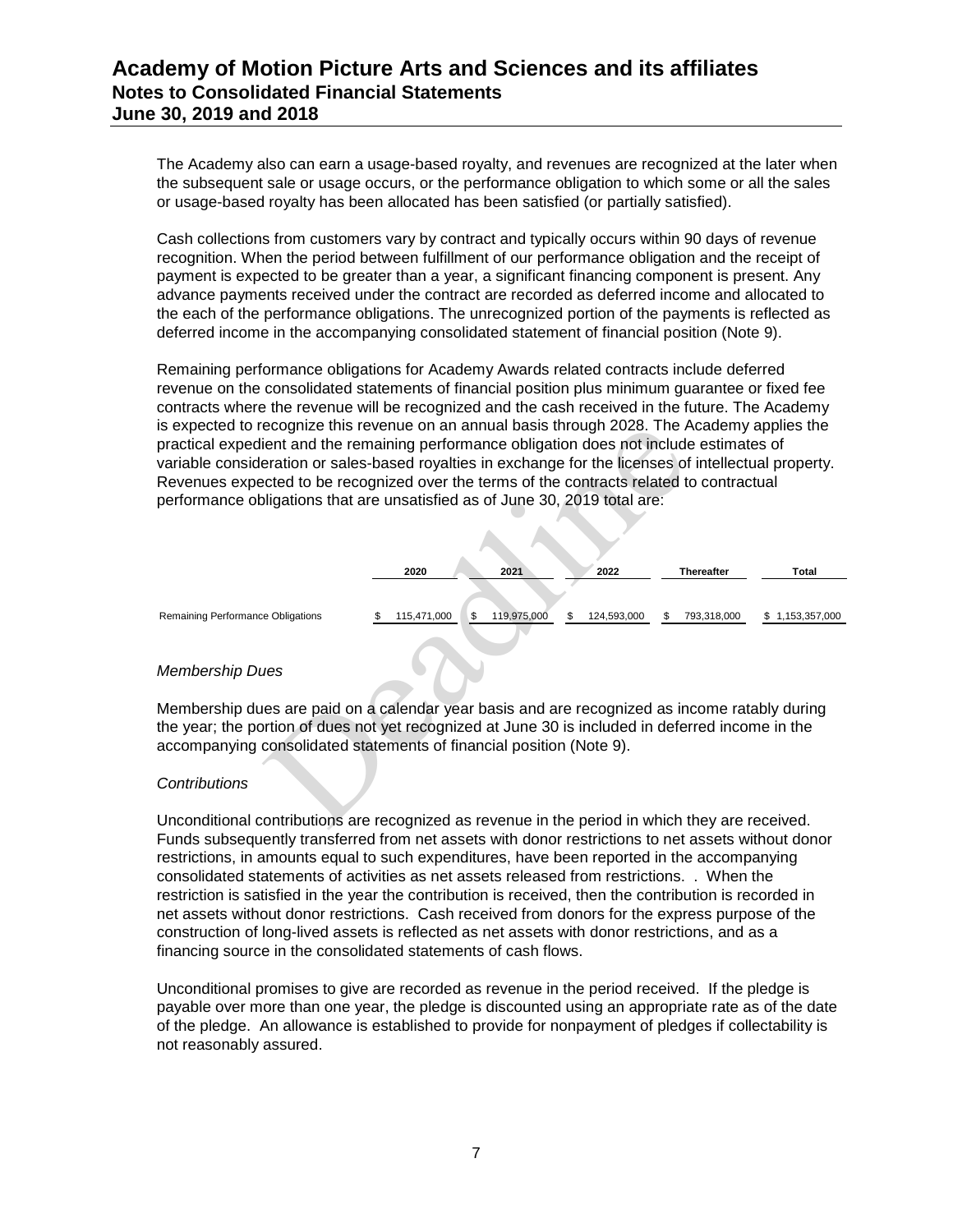The Academy also can earn a usage-based royalty, and revenues are recognized at the later when the subsequent sale or usage occurs, or the performance obligation to which some or all the sales or usage-based royalty has been allocated has been satisfied (or partially satisfied).

Cash collections from customers vary by contract and typically occurs within 90 days of revenue recognition. When the period between fulfillment of our performance obligation and the receipt of payment is expected to be greater than a year, a significant financing component is present. Any advance payments received under the contract are recorded as deferred income and allocated to the each of the performance obligations. The unrecognized portion of the payments is reflected as deferred income in the accompanying consolidated statement of financial position (Note 9).

Remaining performance obligations for Academy Awards related contracts include deferred revenue on the consolidated statements of financial position plus minimum guarantee or fixed fee contracts where the revenue will be recognized and the cash received in the future. The Academy is expected to recognize this revenue on an annual basis through 2028. The Academy applies the practical expedient and the remaining performance obligation does not include estimates of variable consideration or sales-based royalties in exchange for the licenses of intellectual property. Revenues expected to be recognized over the terms of the contracts related to contractual performance obligations that are unsatisfied as of June 30, 2019 total are:

| | 2020 | 2021 | 2022 | Thereafter | Total |
|---|---|---|---|---|---|
| Remaining Performance Obligations | $ 115,471,000 | $ 119,975,000 | $ 124,593,000 | $ 793,318,000 | $ 1,153,357,000 |

*Membership Dues*

Membership dues are paid on a calendar year basis and are recognized as income ratably during the year; the portion of dues not yet recognized at June 30 is included in deferred income in the accompanying consolidated statements of financial position (Note 9).

*Contributions*

Unconditional contributions are recognized as revenue in the period in which they are received. Funds subsequently transferred from net assets with donor restrictions to net assets without donor restrictions, in amounts equal to such expenditures, have been reported in the accompanying consolidated statements of activities as net assets released from restrictions. . When the restriction is satisfied in the year the contribution is received, then the contribution is recorded in net assets without donor restrictions. Cash received from donors for the express purpose of the construction of long-lived assets is reflected as net assets with donor restrictions, and as a financing source in the consolidated statements of cash flows.

Unconditional promises to give are recorded as revenue in the period received. If the pledge is payable over more than one year, the pledge is discounted using an appropriate rate as of the date of the pledge. An allowance is established to provide for nonpayment of pledges if collectability is not reasonably assured.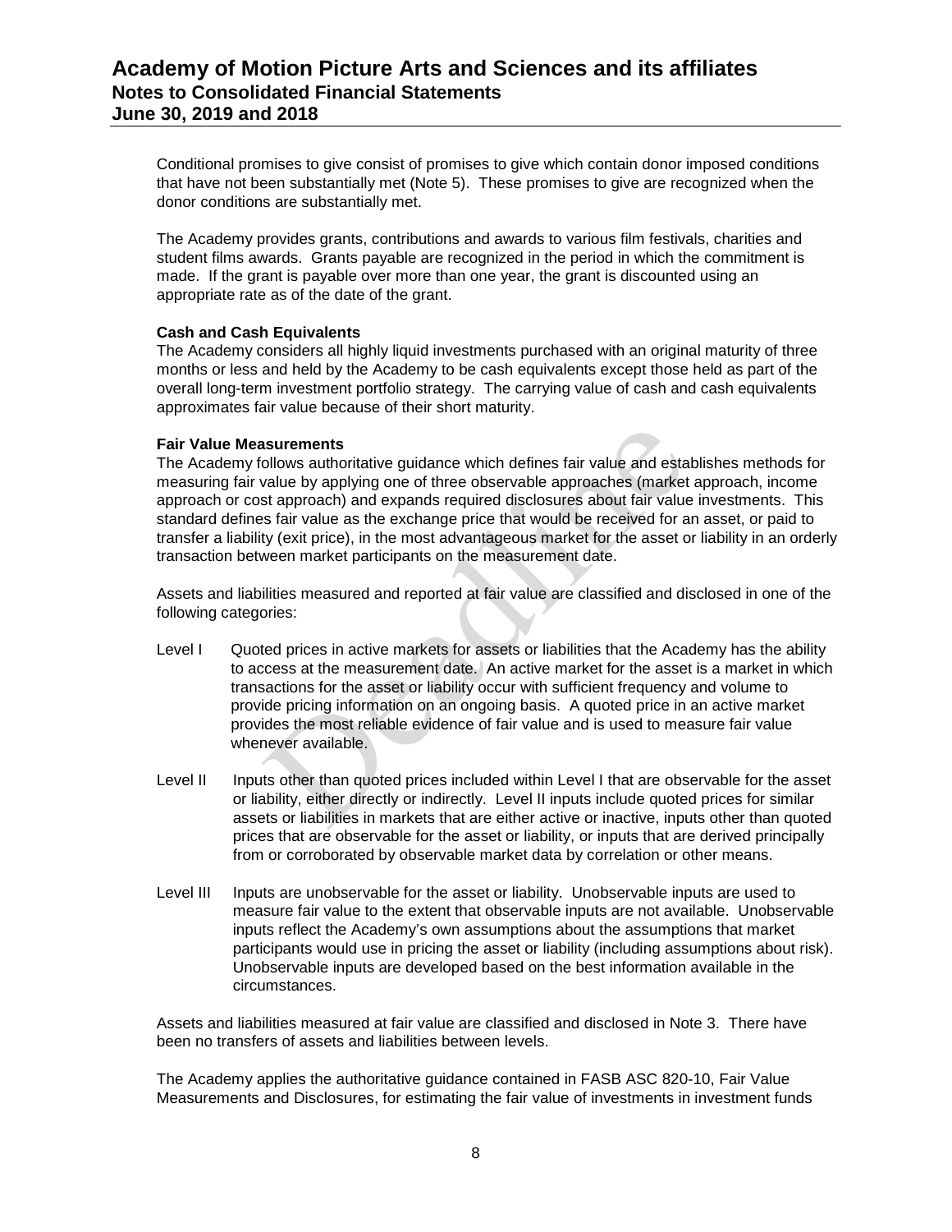Conditional promises to give consist of promises to give which contain donor imposed conditions that have not been substantially met (Note 5). These promises to give are recognized when the donor conditions are substantially met.

The Academy provides grants, contributions and awards to various film festivals, charities and student films awards. Grants payable are recognized in the period in which the commitment is made. If the grant is payable over more than one year, the grant is discounted using an appropriate rate as of the date of the grant.

**Cash and Cash Equivalents**

The Academy considers all highly liquid investments purchased with an original maturity of three months or less and held by the Academy to be cash equivalents except those held as part of the overall long-term investment portfolio strategy. The carrying value of cash and cash equivalents approximates fair value because of their short maturity.

**Fair Value Measurements**

The Academy follows authoritative guidance which defines fair value and establishes methods for measuring fair value by applying one of three observable approaches (market approach, income approach or cost approach) and expands required disclosures about fair value investments. This standard defines fair value as the exchange price that would be received for an asset, or paid to transfer a liability (exit price), in the most advantageous market for the asset or liability in an orderly transaction between market participants on the measurement date.

Assets and liabilities measured and reported at fair value are classified and disclosed in one of the following categories:

Level I Quoted prices in active markets for assets or liabilities that the Academy has the ability to access at the measurement date. An active market for the asset is a market in which transactions for the asset or liability occur with sufficient frequency and volume to provide pricing information on an ongoing basis. A quoted price in an active market provides the most reliable evidence of fair value and is used to measure fair value whenever available.

Level II Inputs other than quoted prices included within Level I that are observable for the asset or liability, either directly or indirectly. Level II inputs include quoted prices for similar assets or liabilities in markets that are either active or inactive, inputs other than quoted prices that are observable for the asset or liability, or inputs that are derived principally from or corroborated by observable market data by correlation or other means.

Level III Inputs are unobservable for the asset or liability. Unobservable inputs are used to measure fair value to the extent that observable inputs are not available. Unobservable inputs reflect the Academy's own assumptions about the assumptions that market participants would use in pricing the asset or liability (including assumptions about risk). Unobservable inputs are developed based on the best information available in the circumstances.

Assets and liabilities measured at fair value are classified and disclosed in Note 3. There have been no transfers of assets and liabilities between levels.

The Academy applies the authoritative guidance contained in FASB ASC 820-10, Fair Value Measurements and Disclosures, for estimating the fair value of investments in investment funds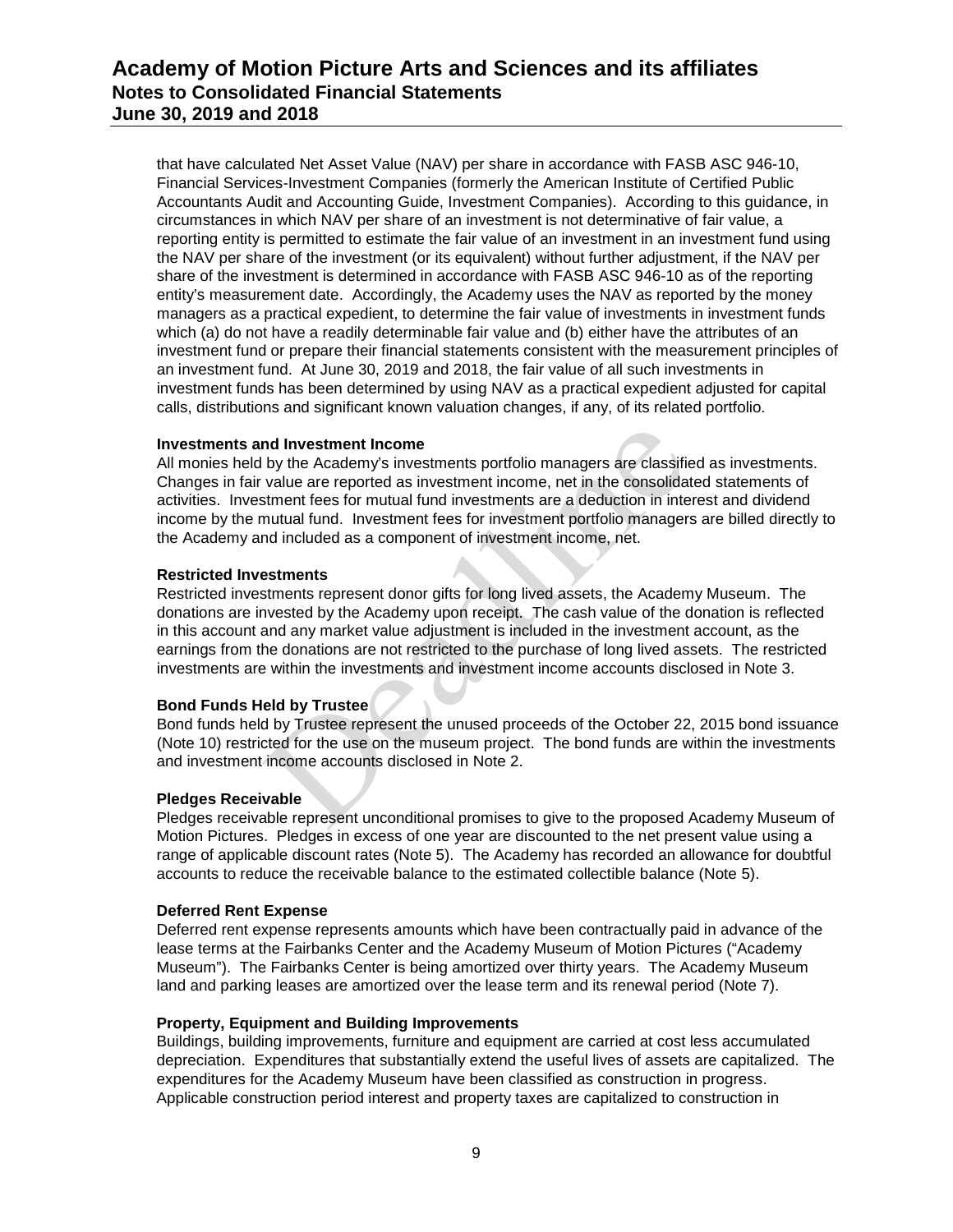that have calculated Net Asset Value (NAV) per share in accordance with FASB ASC 946-10, Financial Services-Investment Companies (formerly the American Institute of Certified Public Accountants Audit and Accounting Guide, Investment Companies). According to this guidance, in circumstances in which NAV per share of an investment is not determinative of fair value, a reporting entity is permitted to estimate the fair value of an investment in an investment fund using the NAV per share of the investment (or its equivalent) without further adjustment, if the NAV per share of the investment is determined in accordance with FASB ASC 946-10 as of the reporting entity's measurement date. Accordingly, the Academy uses the NAV as reported by the money managers as a practical expedient, to determine the fair value of investments in investment funds which (a) do not have a readily determinable fair value and (b) either have the attributes of an investment fund or prepare their financial statements consistent with the measurement principles of an investment fund. At June 30, 2019 and 2018, the fair value of all such investments in investment funds has been determined by using NAV as a practical expedient adjusted for capital calls, distributions and significant known valuation changes, if any, of its related portfolio.

**Investments and Investment Income**

All monies held by the Academy's investments portfolio managers are classified as investments. Changes in fair value are reported as investment income, net in the consolidated statements of activities. Investment fees for mutual fund investments are a deduction in interest and dividend income by the mutual fund. Investment fees for investment portfolio managers are billed directly to the Academy and included as a component of investment income, net.

**Restricted Investments**

Restricted investments represent donor gifts for long lived assets, the Academy Museum. The donations are invested by the Academy upon receipt. The cash value of the donation is reflected in this account and any market value adjustment is included in the investment account, as the earnings from the donations are not restricted to the purchase of long lived assets. The restricted investments are within the investments and investment income accounts disclosed in Note 3.

**Bond Funds Held by Trustee**

Bond funds held by Trustee represent the unused proceeds of the October 22, 2015 bond issuance (Note 10) restricted for the use on the museum project. The bond funds are within the investments and investment income accounts disclosed in Note 2.

**Pledges Receivable**

Pledges receivable represent unconditional promises to give to the proposed Academy Museum of Motion Pictures. Pledges in excess of one year are discounted to the net present value using a range of applicable discount rates (Note 5). The Academy has recorded an allowance for doubtful accounts to reduce the receivable balance to the estimated collectible balance (Note 5).

**Deferred Rent Expense**

Deferred rent expense represents amounts which have been contractually paid in advance of the lease terms at the Fairbanks Center and the Academy Museum of Motion Pictures ("Academy Museum"). The Fairbanks Center is being amortized over thirty years. The Academy Museum land and parking leases are amortized over the lease term and its renewal period (Note 7).

**Property, Equipment and Building Improvements**

Buildings, building improvements, furniture and equipment are carried at cost less accumulated depreciation. Expenditures that substantially extend the useful lives of assets are capitalized. The expenditures for the Academy Museum have been classified as construction in progress. Applicable construction period interest and property taxes are capitalized to construction in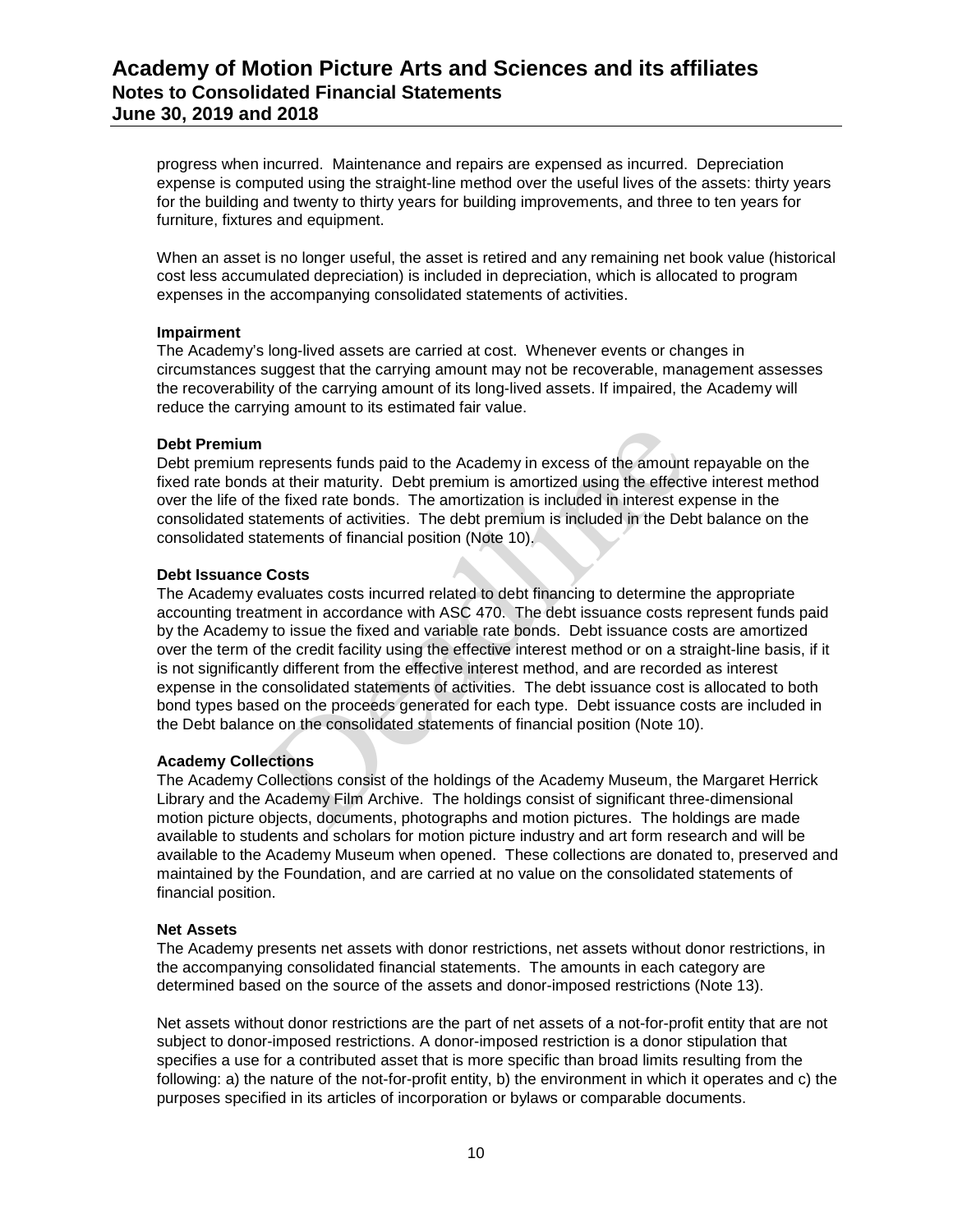progress when incurred. Maintenance and repairs are expensed as incurred. Depreciation expense is computed using the straight-line method over the useful lives of the assets: thirty years for the building and twenty to thirty years for building improvements, and three to ten years for furniture, fixtures and equipment.

When an asset is no longer useful, the asset is retired and any remaining net book value (historical cost less accumulated depreciation) is included in depreciation, which is allocated to program expenses in the accompanying consolidated statements of activities.

**Impairment**

The Academy's long-lived assets are carried at cost. Whenever events or changes in circumstances suggest that the carrying amount may not be recoverable, management assesses the recoverability of the carrying amount of its long-lived assets. If impaired, the Academy will reduce the carrying amount to its estimated fair value.

**Debt Premium**

Debt premium represents funds paid to the Academy in excess of the amount repayable on the fixed rate bonds at their maturity. Debt premium is amortized using the effective interest method over the life of the fixed rate bonds. The amortization is included in interest expense in the consolidated statements of activities. The debt premium is included in the Debt balance on the consolidated statements of financial position (Note 10).

**Debt Issuance Costs**

The Academy evaluates costs incurred related to debt financing to determine the appropriate accounting treatment in accordance with ASC 470. The debt issuance costs represent funds paid by the Academy to issue the fixed and variable rate bonds. Debt issuance costs are amortized over the term of the credit facility using the effective interest method or on a straight-line basis, if it is not significantly different from the effective interest method, and are recorded as interest expense in the consolidated statements of activities. The debt issuance cost is allocated to both bond types based on the proceeds generated for each type. Debt issuance costs are included in the Debt balance on the consolidated statements of financial position (Note 10).

**Academy Collections**

The Academy Collections consist of the holdings of the Academy Museum, the Margaret Herrick Library and the Academy Film Archive. The holdings consist of significant three-dimensional motion picture objects, documents, photographs and motion pictures. The holdings are made available to students and scholars for motion picture industry and art form research and will be available to the Academy Museum when opened. These collections are donated to, preserved and maintained by the Foundation, and are carried at no value on the consolidated statements of financial position.

**Net Assets**

The Academy presents net assets with donor restrictions, net assets without donor restrictions, in the accompanying consolidated financial statements. The amounts in each category are determined based on the source of the assets and donor-imposed restrictions (Note 13).

Net assets without donor restrictions are the part of net assets of a not-for-profit entity that are not subject to donor-imposed restrictions. A donor-imposed restriction is a donor stipulation that specifies a use for a contributed asset that is more specific than broad limits resulting from the following: a) the nature of the not-for-profit entity, b) the environment in which it operates and c) the purposes specified in its articles of incorporation or bylaws or comparable documents.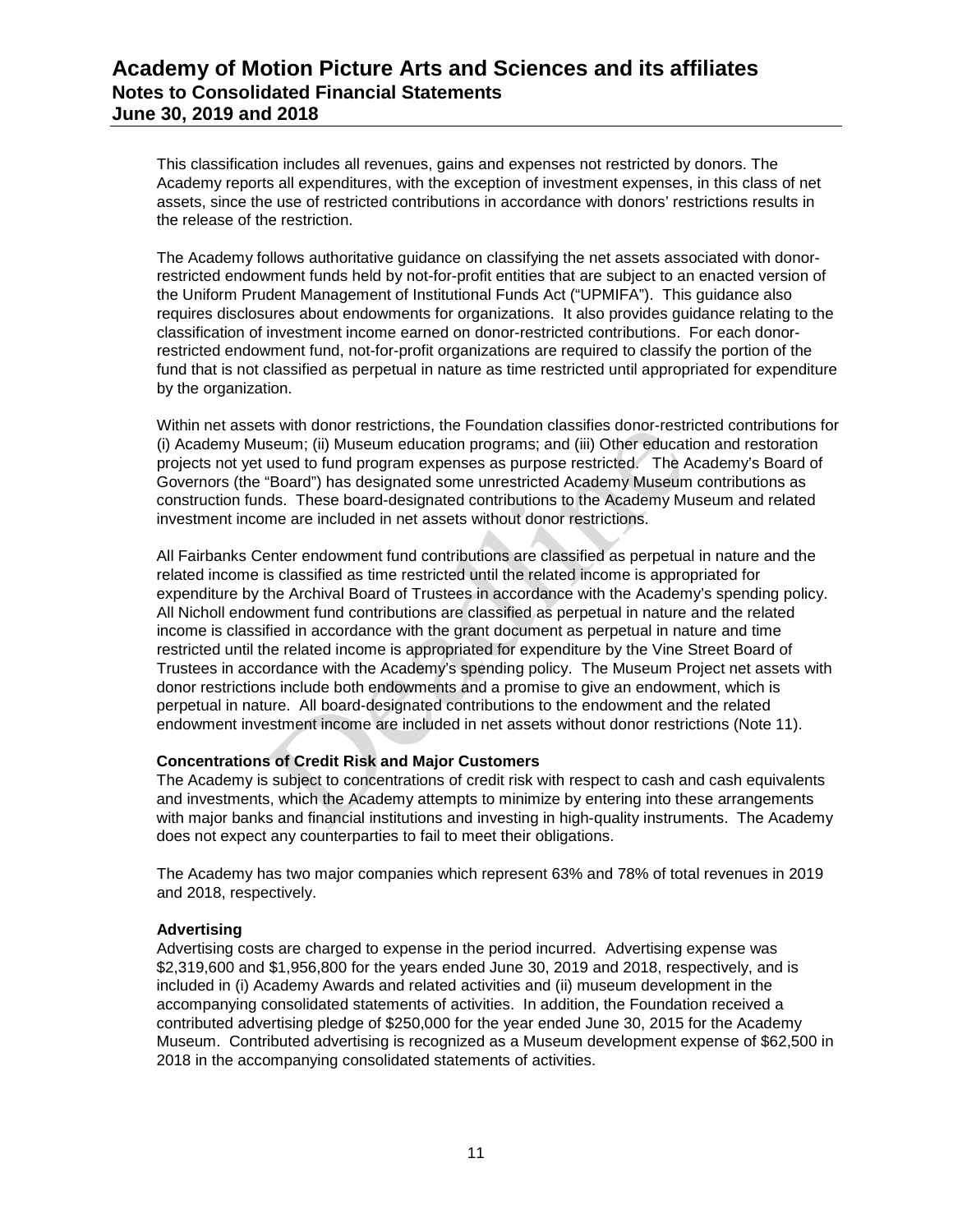This classification includes all revenues, gains and expenses not restricted by donors. The Academy reports all expenditures, with the exception of investment expenses, in this class of net assets, since the use of restricted contributions in accordance with donors' restrictions results in the release of the restriction.

The Academy follows authoritative guidance on classifying the net assets associated with donor-restricted endowment funds held by not-for-profit entities that are subject to an enacted version of the Uniform Prudent Management of Institutional Funds Act ("UPMIFA"). This guidance also requires disclosures about endowments for organizations. It also provides guidance relating to the classification of investment income earned on donor-restricted contributions. For each donor-restricted endowment fund, not-for-profit organizations are required to classify the portion of the fund that is not classified as perpetual in nature as time restricted until appropriated for expenditure by the organization.

Within net assets with donor restrictions, the Foundation classifies donor-restricted contributions for (i) Academy Museum; (ii) Museum education programs; and (iii) Other education and restoration projects not yet used to fund program expenses as purpose restricted. The Academy's Board of Governors (the "Board") has designated some unrestricted Academy Museum contributions as construction funds. These board-designated contributions to the Academy Museum and related investment income are included in net assets without donor restrictions.

All Fairbanks Center endowment fund contributions are classified as perpetual in nature and the related income is classified as time restricted until the related income is appropriated for expenditure by the Archival Board of Trustees in accordance with the Academy's spending policy. All Nicholl endowment fund contributions are classified as perpetual in nature and the related income is classified in accordance with the grant document as perpetual in nature and time restricted until the related income is appropriated for expenditure by the Vine Street Board of Trustees in accordance with the Academy's spending policy. The Museum Project net assets with donor restrictions include both endowments and a promise to give an endowment, which is perpetual in nature. All board-designated contributions to the endowment and the related endowment investment income are included in net assets without donor restrictions (Note 11).

**Concentrations of Credit Risk and Major Customers**

The Academy is subject to concentrations of credit risk with respect to cash and cash equivalents and investments, which the Academy attempts to minimize by entering into these arrangements with major banks and financial institutions and investing in high-quality instruments. The Academy does not expect any counterparties to fail to meet their obligations.

The Academy has two major companies which represent 63% and 78% of total revenues in 2019 and 2018, respectively.

**Advertising**

Advertising costs are charged to expense in the period incurred. Advertising expense was $2,319,600 and $1,956,800 for the years ended June 30, 2019 and 2018, respectively, and is included in (i) Academy Awards and related activities and (ii) museum development in the accompanying consolidated statements of activities. In addition, the Foundation received a contributed advertising pledge of $250,000 for the year ended June 30, 2015 for the Academy Museum. Contributed advertising is recognized as a Museum development expense of $62,500 in 2018 in the accompanying consolidated statements of activities.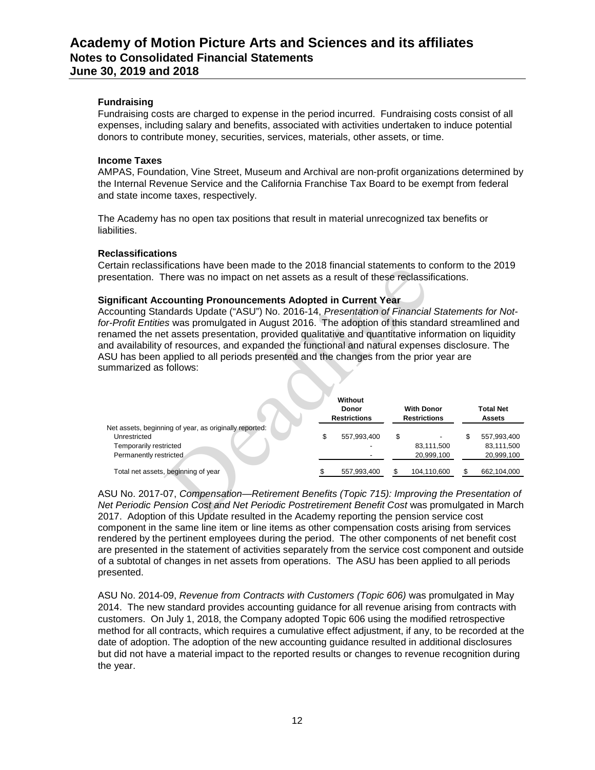#### Fundraising

Fundraising costs are charged to expense in the period incurred. Fundraising costs consist of all expenses, including salary and benefits, associated with activities undertaken to induce potential donors to contribute money, securities, services, materials, other assets, or time.

#### Income Taxes

AMPAS, Foundation, Vine Street, Museum and Archival are non-profit organizations determined by the Internal Revenue Service and the California Franchise Tax Board to be exempt from federal and state income taxes, respectively.

The Academy has no open tax positions that result in material unrecognized tax benefits or liabilities.

#### Reclassifications

Certain reclassifications have been made to the 2018 financial statements to conform to the 2019 presentation. There was no impact on net assets as a result of these reclassifications.

#### Significant Accounting Pronouncements Adopted in Current Year

Accounting Standards Update ("ASU") No. 2016-14, *Presentation of Financial Statements for Not-for-Profit Entities* was promulgated in August 2016. The adoption of this standard streamlined and renamed the net assets presentation, provided qualitative and quantitative information on liquidity and availability of resources, and expanded the functional and natural expenses disclosure. The ASU has been applied to all periods presented and the changes from the prior year are summarized as follows:

| | Without Donor Restrictions | With Donor Restrictions | Total Net Assets |
|---|---|---|---|
| Net assets, beginning of year, as originally reported: | | | |
| Unrestricted | $ 557,993,400 | $ - | $ 557,993,400 |
| Temporarily restricted | - | 83,111,500 | 83,111,500 |
| Permanently restricted | - | 20,999,100 | 20,999,100 |
| Total net assets, beginning of year | $ 557,993,400 | $ 104,110,600 | $ 662,104,000 |

ASU No. 2017-07, *Compensation—Retirement Benefits (Topic 715): Improving the Presentation of Net Periodic Pension Cost and Net Periodic Postretirement Benefit Cost* was promulgated in March 2017. Adoption of this Update resulted in the Academy reporting the pension service cost component in the same line item or line items as other compensation costs arising from services rendered by the pertinent employees during the period. The other components of net benefit cost are presented in the statement of activities separately from the service cost component and outside of a subtotal of changes in net assets from operations. The ASU has been applied to all periods presented.

ASU No. 2014-09, *Revenue from Contracts with Customers (Topic 606)* was promulgated in May 2014. The new standard provides accounting guidance for all revenue arising from contracts with customers. On July 1, 2018, the Company adopted Topic 606 using the modified retrospective method for all contracts, which requires a cumulative effect adjustment, if any, to be recorded at the date of adoption. The adoption of the new accounting guidance resulted in additional disclosures but did not have a material impact to the reported results or changes to revenue recognition during the year.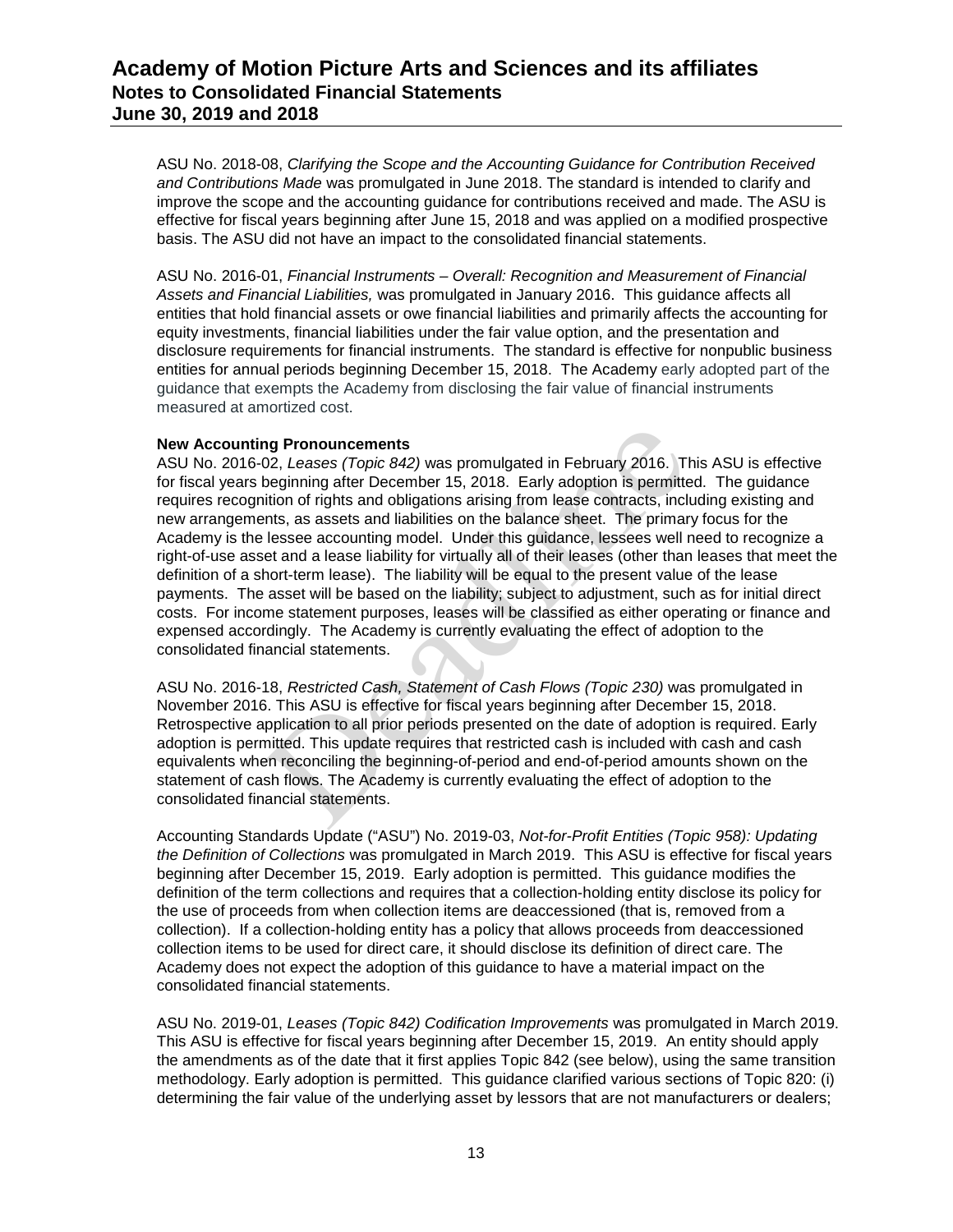ASU No. 2018-08, *Clarifying the Scope and the Accounting Guidance for Contribution Received and Contributions Made* was promulgated in June 2018. The standard is intended to clarify and improve the scope and the accounting guidance for contributions received and made. The ASU is effective for fiscal years beginning after June 15, 2018 and was applied on a modified prospective basis. The ASU did not have an impact to the consolidated financial statements.

ASU No. 2016-01, *Financial Instruments – Overall: Recognition and Measurement of Financial Assets and Financial Liabilities,* was promulgated in January 2016. This guidance affects all entities that hold financial assets or owe financial liabilities and primarily affects the accounting for equity investments, financial liabilities under the fair value option, and the presentation and disclosure requirements for financial instruments. The standard is effective for nonpublic business entities for annual periods beginning December 15, 2018. The Academy early adopted part of the guidance that exempts the Academy from disclosing the fair value of financial instruments measured at amortized cost.

**New Accounting Pronouncements**

ASU No. 2016-02, *Leases (Topic 842)* was promulgated in February 2016. This ASU is effective for fiscal years beginning after December 15, 2018. Early adoption is permitted. The guidance requires recognition of rights and obligations arising from lease contracts, including existing and new arrangements, as assets and liabilities on the balance sheet. The primary focus for the Academy is the lessee accounting model. Under this guidance, lessees well need to recognize a right-of-use asset and a lease liability for virtually all of their leases (other than leases that meet the definition of a short-term lease). The liability will be equal to the present value of the lease payments. The asset will be based on the liability; subject to adjustment, such as for initial direct costs. For income statement purposes, leases will be classified as either operating or finance and expensed accordingly. The Academy is currently evaluating the effect of adoption to the consolidated financial statements.

ASU No. 2016-18, *Restricted Cash, Statement of Cash Flows (Topic 230)* was promulgated in November 2016. This ASU is effective for fiscal years beginning after December 15, 2018. Retrospective application to all prior periods presented on the date of adoption is required. Early adoption is permitted. This update requires that restricted cash is included with cash and cash equivalents when reconciling the beginning-of-period and end-of-period amounts shown on the statement of cash flows. The Academy is currently evaluating the effect of adoption to the consolidated financial statements.

Accounting Standards Update ("ASU") No. 2019-03, *Not-for-Profit Entities (Topic 958): Updating the Definition of Collections* was promulgated in March 2019. This ASU is effective for fiscal years beginning after December 15, 2019. Early adoption is permitted. This guidance modifies the definition of the term collections and requires that a collection-holding entity disclose its policy for the use of proceeds from when collection items are deaccessioned (that is, removed from a collection). If a collection-holding entity has a policy that allows proceeds from deaccessioned collection items to be used for direct care, it should disclose its definition of direct care. The Academy does not expect the adoption of this guidance to have a material impact on the consolidated financial statements.

ASU No. 2019-01, *Leases (Topic 842) Codification Improvements* was promulgated in March 2019. This ASU is effective for fiscal years beginning after December 15, 2019. An entity should apply the amendments as of the date that it first applies Topic 842 (see below), using the same transition methodology. Early adoption is permitted. This guidance clarified various sections of Topic 820: (i) determining the fair value of the underlying asset by lessors that are not manufacturers or dealers;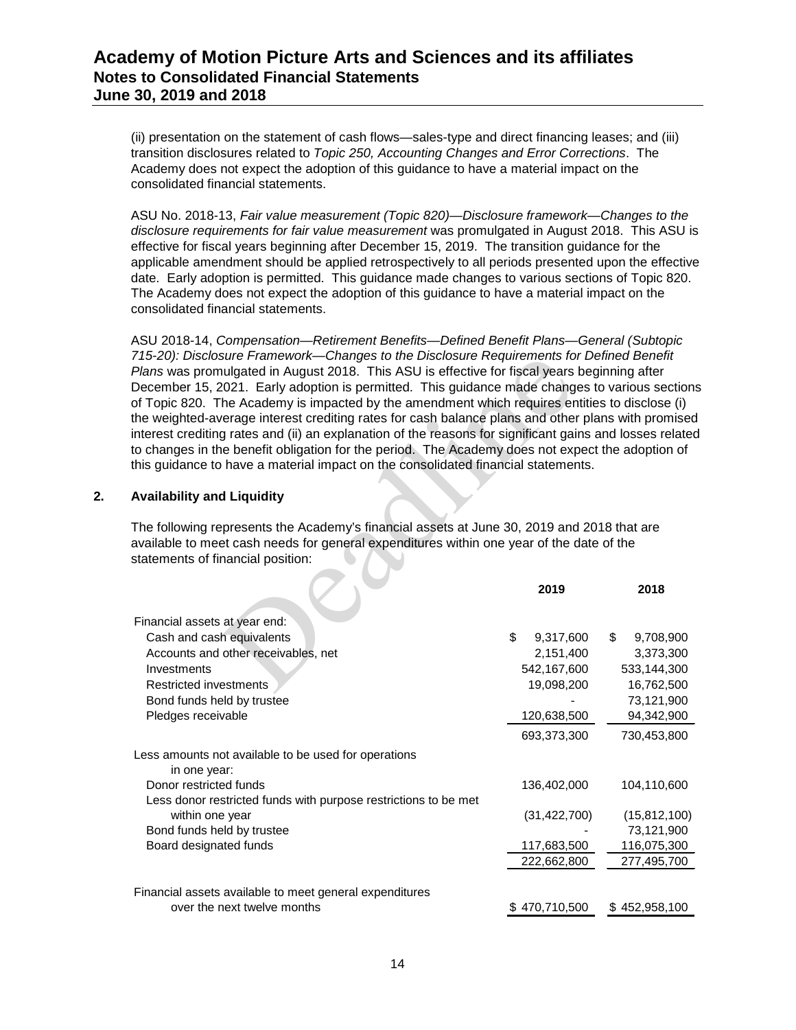(ii) presentation on the statement of cash flows—sales-type and direct financing leases; and (iii) transition disclosures related to *Topic 250, Accounting Changes and Error Corrections*. The Academy does not expect the adoption of this guidance to have a material impact on the consolidated financial statements.

ASU No. 2018-13, *Fair value measurement (Topic 820)—Disclosure framework—Changes to the disclosure requirements for fair value measurement* was promulgated in August 2018. This ASU is effective for fiscal years beginning after December 15, 2019. The transition guidance for the applicable amendment should be applied retrospectively to all periods presented upon the effective date. Early adoption is permitted. This guidance made changes to various sections of Topic 820. The Academy does not expect the adoption of this guidance to have a material impact on the consolidated financial statements.

ASU 2018-14, *Compensation—Retirement Benefits—Defined Benefit Plans—General (Subtopic 715-20): Disclosure Framework—Changes to the Disclosure Requirements for Defined Benefit Plans* was promulgated in August 2018. This ASU is effective for fiscal years beginning after December 15, 2021. Early adoption is permitted. This guidance made changes to various sections of Topic 820. The Academy is impacted by the amendment which requires entities to disclose (i) the weighted-average interest crediting rates for cash balance plans and other plans with promised interest crediting rates and (ii) an explanation of the reasons for significant gains and losses related to changes in the benefit obligation for the period. The Academy does not expect the adoption of this guidance to have a material impact on the consolidated financial statements.

## 2. Availability and Liquidity

The following represents the Academy's financial assets at June 30, 2019 and 2018 that are available to meet cash needs for general expenditures within one year of the date of the statements of financial position:

| | 2019 | 2018 |
|---|---|---|
| Financial assets at year end: | | |
| Cash and cash equivalents | $ 9,317,600 | $ 9,708,900 |
| Accounts and other receivables, net | 2,151,400 | 3,373,300 |
| Investments | 542,167,600 | 533,144,300 |
| Restricted investments | 19,098,200 | 16,762,500 |
| Bond funds held by trustee | - | 73,121,900 |
| Pledges receivable | 120,638,500 | 94,342,900 |
| | 693,373,300 | 730,453,800 |
| Less amounts not available to be used for operations in one year: | | |
| Donor restricted funds | 136,402,000 | 104,110,600 |
| Less donor restricted funds with purpose restrictions to be met within one year | (31,422,700) | (15,812,100) |
| Bond funds held by trustee | - | 73,121,900 |
| Board designated funds | 117,683,500 | 116,075,300 |
| | 222,662,800 | 277,495,700 |
| Financial assets available to meet general expenditures over the next twelve months | $ 470,710,500 | $ 452,958,100 |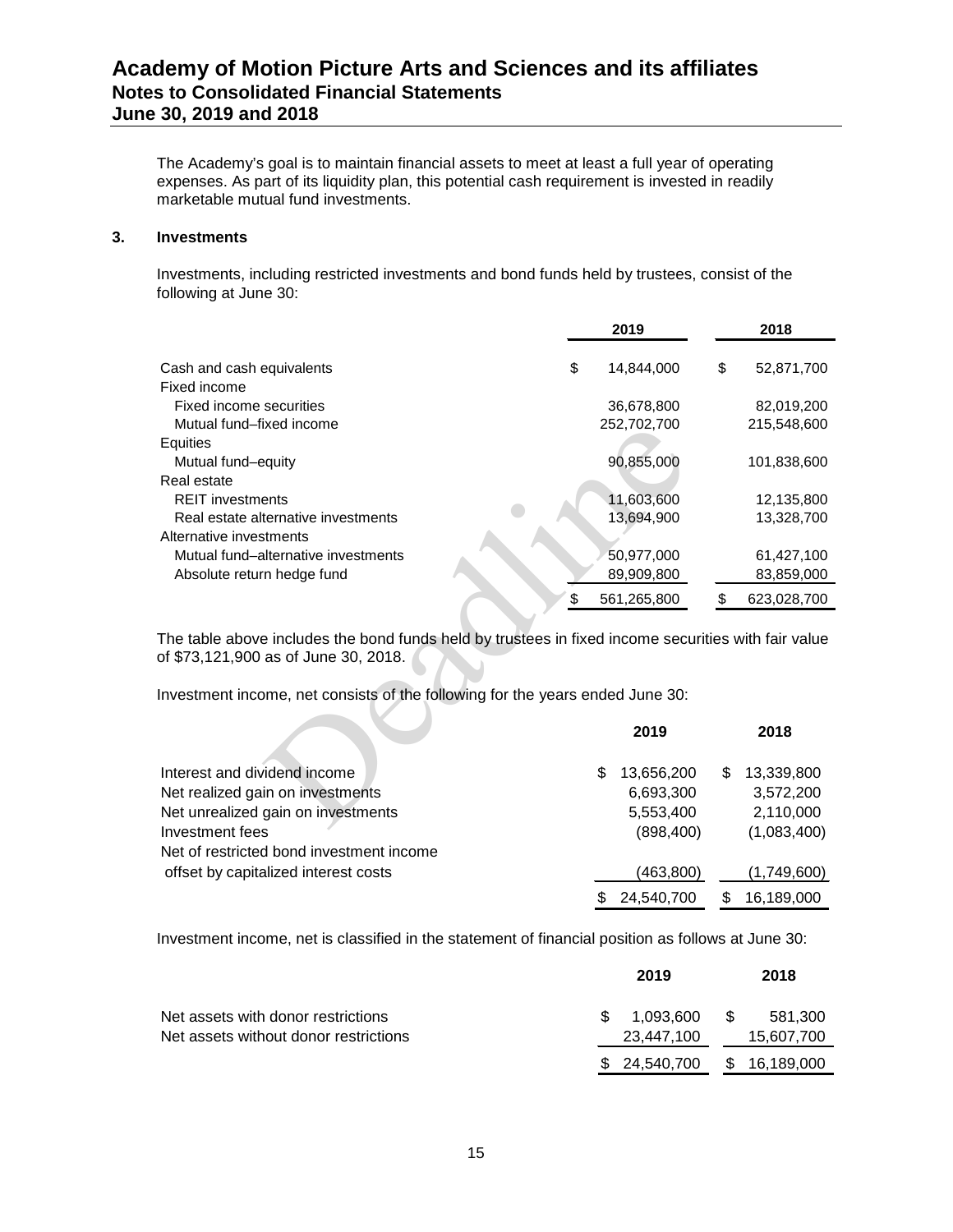The Academy's goal is to maintain financial assets to meet at least a full year of operating expenses. As part of its liquidity plan, this potential cash requirement is invested in readily marketable mutual fund investments.

## 3. Investments

Investments, including restricted investments and bond funds held by trustees, consist of the following at June 30:

| | 2019 | 2018 |
|---|---|---|
| Cash and cash equivalents | $ 14,844,000 | $ 52,871,700 |
| Fixed income | | |
| Fixed income securities | 36,678,800 | 82,019,200 |
| Mutual fund–fixed income | 252,702,700 | 215,548,600 |
| Equities | | |
| Mutual fund–equity | 90,855,000 | 101,838,600 |
| Real estate | | |
| REIT investments | 11,603,600 | 12,135,800 |
| Real estate alternative investments | 13,694,900 | 13,328,700 |
| Alternative investments | | |
| Mutual fund–alternative investments | 50,977,000 | 61,427,100 |
| Absolute return hedge fund | 89,909,800 | 83,859,000 |
| | $ 561,265,800 | $ 623,028,700 |

The table above includes the bond funds held by trustees in fixed income securities with fair value of $73,121,900 as of June 30, 2018.

Investment income, net consists of the following for the years ended June 30:

| | 2019 | 2018 |
|---|---|---|
| Interest and dividend income | $ 13,656,200 | $ 13,339,800 |
| Net realized gain on investments | 6,693,300 | 3,572,200 |
| Net unrealized gain on investments | 5,553,400 | 2,110,000 |
| Investment fees | (898,400) | (1,083,400) |
| Net of restricted bond investment income offset by capitalized interest costs | (463,800) | (1,749,600) |
| | $ 24,540,700 | $ 16,189,000 |

Investment income, net is classified in the statement of financial position as follows at June 30:

| | 2019 | 2018 |
|---|---|---|
| Net assets with donor restrictions | $ 1,093,600 | $ 581,300 |
| Net assets without donor restrictions | 23,447,100 | 15,607,700 |
| | $ 24,540,700 | $ 16,189,000 |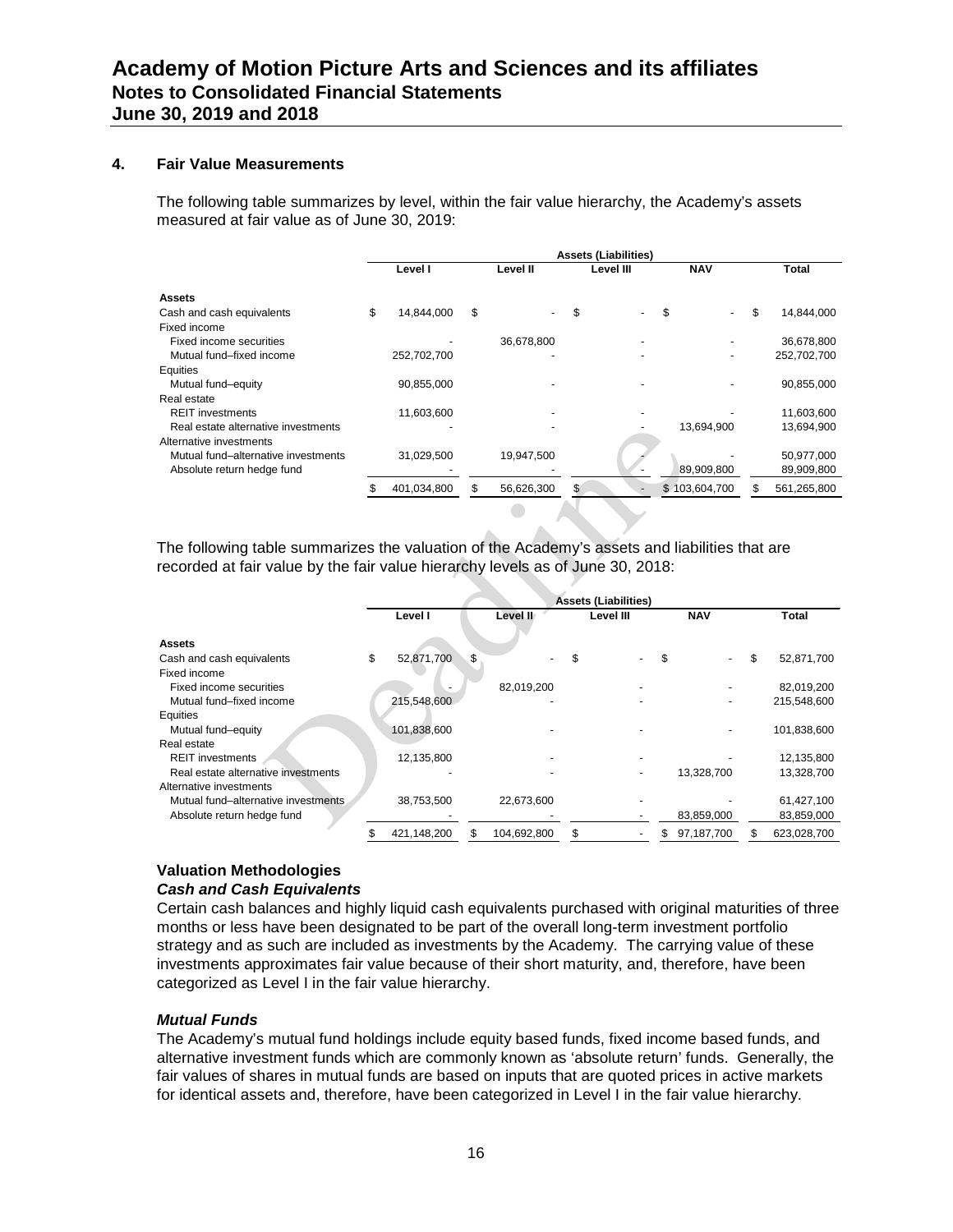## 4. Fair Value Measurements

The following table summarizes by level, within the fair value hierarchy, the Academy's assets measured at fair value as of June 30, 2019:

| | Assets (Liabilities) | | | | |
|---|---|---|---|---|---|
| | Level I | Level II | Level III | NAV | Total |
| **Assets** | | | | | |
| Cash and cash equivalents | $ 14,844,000 | $ - | $ - | $ - | $ 14,844,000 |
| Fixed income | | | | | |
| Fixed income securities | - | 36,678,800 | - | - | 36,678,800 |
| Mutual fund–fixed income | 252,702,700 | - | - | - | 252,702,700 |
| Equities | | | | | |
| Mutual fund–equity | 90,855,000 | - | - | - | 90,855,000 |
| Real estate | | | | | |
| REIT investments | 11,603,600 | - | - | - | 11,603,600 |
| Real estate alternative investments | - | - | - | 13,694,900 | 13,694,900 |
| Alternative investments | | | | | |
| Mutual fund–alternative investments | 31,029,500 | 19,947,500 | - | - | 50,977,000 |
| Absolute return hedge fund | - | - | - | 89,909,800 | 89,909,800 |
| | $ 401,034,800 | $ 56,626,300 | $ - | $ 103,604,700 | $ 561,265,800 |

The following table summarizes the valuation of the Academy's assets and liabilities that are recorded at fair value by the fair value hierarchy levels as of June 30, 2018:

| | Assets (Liabilities) | | | | |
|---|---|---|---|---|---|
| | Level I | Level II | Level III | NAV | Total |
| **Assets** | | | | | |
| Cash and cash equivalents | $ 52,871,700 | $ - | $ - | $ - | $ 52,871,700 |
| Fixed income | | | | | |
| Fixed income securities | - | 82,019,200 | - | - | 82,019,200 |
| Mutual fund–fixed income | 215,548,600 | - | - | - | 215,548,600 |
| Equities | | | | | |
| Mutual fund–equity | 101,838,600 | - | - | - | 101,838,600 |
| Real estate | | | | | |
| REIT investments | 12,135,800 | - | - | - | 12,135,800 |
| Real estate alternative investments | - | - | - | 13,328,700 | 13,328,700 |
| Alternative investments | | | | | |
| Mutual fund–alternative investments | 38,753,500 | 22,673,600 | - | - | 61,427,100 |
| Absolute return hedge fund | - | - | - | 83,859,000 | 83,859,000 |
| | $ 421,148,200 | $ 104,692,800 | $ - | $ 97,187,700 | $ 623,028,700 |

### Valuation Methodologies

#### *Cash and Cash Equivalents*

Certain cash balances and highly liquid cash equivalents purchased with original maturities of three months or less have been designated to be part of the overall long-term investment portfolio strategy and as such are included as investments by the Academy. The carrying value of these investments approximates fair value because of their short maturity, and, therefore, have been categorized as Level I in the fair value hierarchy.

#### *Mutual Funds*

The Academy's mutual fund holdings include equity based funds, fixed income based funds, and alternative investment funds which are commonly known as 'absolute return' funds. Generally, the fair values of shares in mutual funds are based on inputs that are quoted prices in active markets for identical assets and, therefore, have been categorized in Level I in the fair value hierarchy.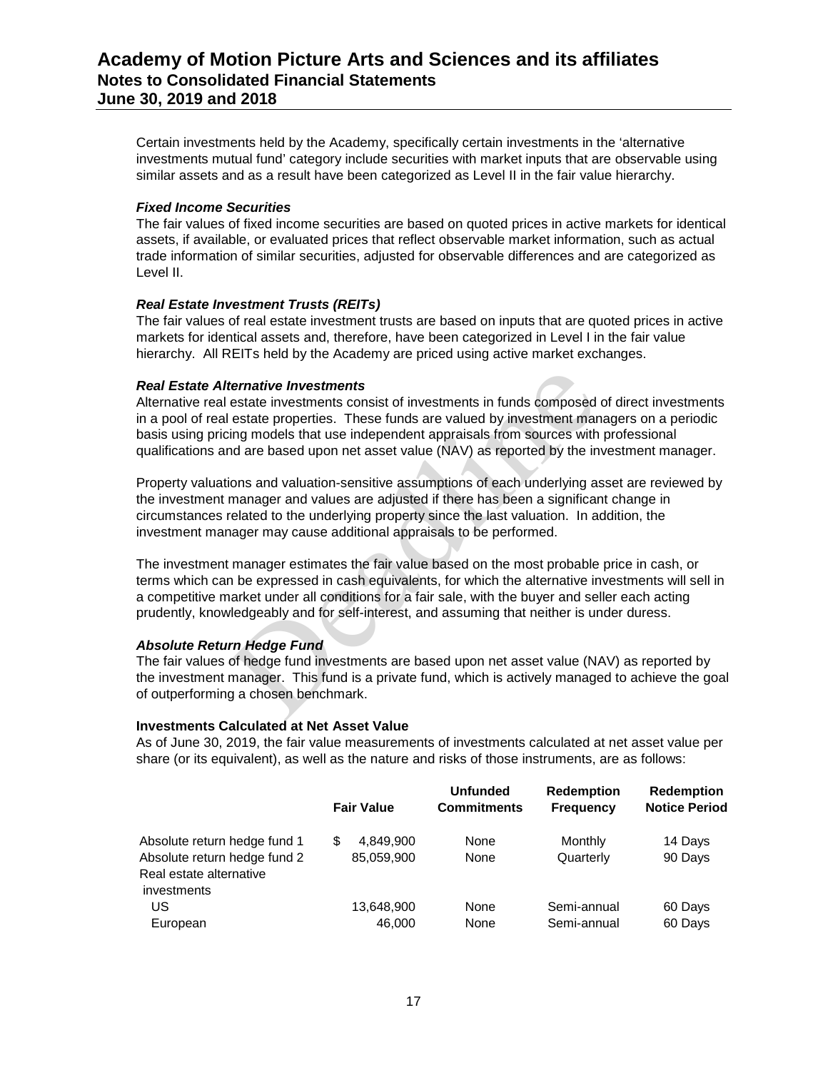Certain investments held by the Academy, specifically certain investments in the 'alternative investments mutual fund' category include securities with market inputs that are observable using similar assets and as a result have been categorized as Level II in the fair value hierarchy.

***Fixed Income Securities***

The fair values of fixed income securities are based on quoted prices in active markets for identical assets, if available, or evaluated prices that reflect observable market information, such as actual trade information of similar securities, adjusted for observable differences and are categorized as Level II.

***Real Estate Investment Trusts (REITs)***

The fair values of real estate investment trusts are based on inputs that are quoted prices in active markets for identical assets and, therefore, have been categorized in Level I in the fair value hierarchy. All REITs held by the Academy are priced using active market exchanges.

***Real Estate Alternative Investments***

Alternative real estate investments consist of investments in funds composed of direct investments in a pool of real estate properties. These funds are valued by investment managers on a periodic basis using pricing models that use independent appraisals from sources with professional qualifications and are based upon net asset value (NAV) as reported by the investment manager.

Property valuations and valuation-sensitive assumptions of each underlying asset are reviewed by the investment manager and values are adjusted if there has been a significant change in circumstances related to the underlying property since the last valuation. In addition, the investment manager may cause additional appraisals to be performed.

The investment manager estimates the fair value based on the most probable price in cash, or terms which can be expressed in cash equivalents, for which the alternative investments will sell in a competitive market under all conditions for a fair sale, with the buyer and seller each acting prudently, knowledgeably and for self-interest, and assuming that neither is under duress.

***Absolute Return Hedge Fund***

The fair values of hedge fund investments are based upon net asset value (NAV) as reported by the investment manager. This fund is a private fund, which is actively managed to achieve the goal of outperforming a chosen benchmark.

**Investments Calculated at Net Asset Value**

As of June 30, 2019, the fair value measurements of investments calculated at net asset value per share (or its equivalent), as well as the nature and risks of those instruments, are as follows:

| | Fair Value | Unfunded Commitments | Redemption Frequency | Redemption Notice Period |
|---|---|---|---|---|
| Absolute return hedge fund 1 | $ 4,849,900 | None | Monthly | 14 Days |
| Absolute return hedge fund 2 | 85,059,900 | None | Quarterly | 90 Days |
| Real estate alternative investments | | | | |
| US | 13,648,900 | None | Semi-annual | 60 Days |
| European | 46,000 | None | Semi-annual | 60 Days |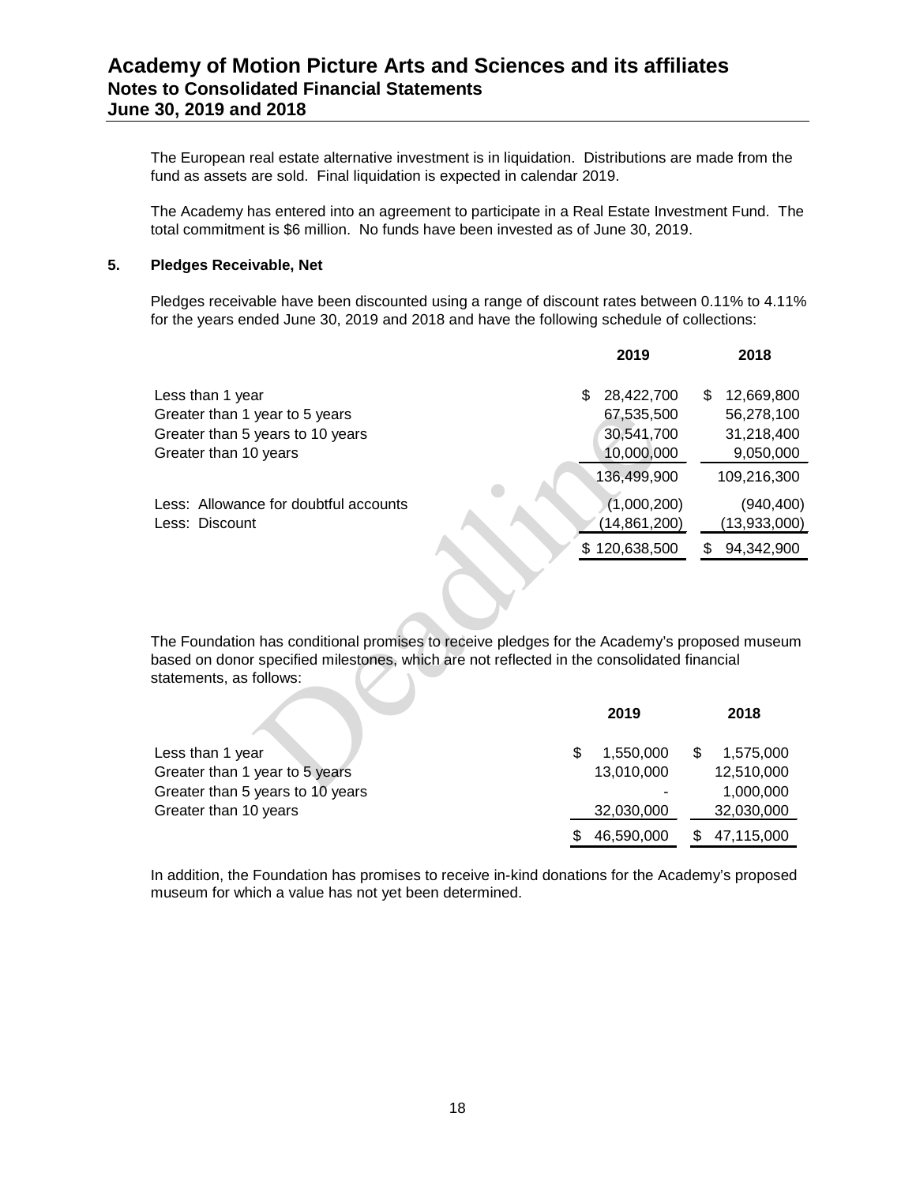The European real estate alternative investment is in liquidation. Distributions are made from the fund as assets are sold. Final liquidation is expected in calendar 2019.

The Academy has entered into an agreement to participate in a Real Estate Investment Fund. The total commitment is $6 million. No funds have been invested as of June 30, 2019.

## 5. Pledges Receivable, Net

Pledges receivable have been discounted using a range of discount rates between 0.11% to 4.11% for the years ended June 30, 2019 and 2018 and have the following schedule of collections:

| | 2019 | 2018 |
|---|---|---|
| Less than 1 year | $ 28,422,700 | $ 12,669,800 |
| Greater than 1 year to 5 years | 67,535,500 | 56,278,100 |
| Greater than 5 years to 10 years | 30,541,700 | 31,218,400 |
| Greater than 10 years | 10,000,000 | 9,050,000 |
| | 136,499,900 | 109,216,300 |
| Less: Allowance for doubtful accounts | (1,000,200) | (940,400) |
| Less: Discount | (14,861,200) | (13,933,000) |
| | $ 120,638,500 | $ 94,342,900 |

The Foundation has conditional promises to receive pledges for the Academy's proposed museum based on donor specified milestones, which are not reflected in the consolidated financial statements, as follows:

| | 2019 | 2018 |
|---|---|---|
| Less than 1 year | $ 1,550,000 | $ 1,575,000 |
| Greater than 1 year to 5 years | 13,010,000 | 12,510,000 |
| Greater than 5 years to 10 years | - | 1,000,000 |
| Greater than 10 years | 32,030,000 | 32,030,000 |
| | $ 46,590,000 | $ 47,115,000 |

In addition, the Foundation has promises to receive in-kind donations for the Academy's proposed museum for which a value has not yet been determined.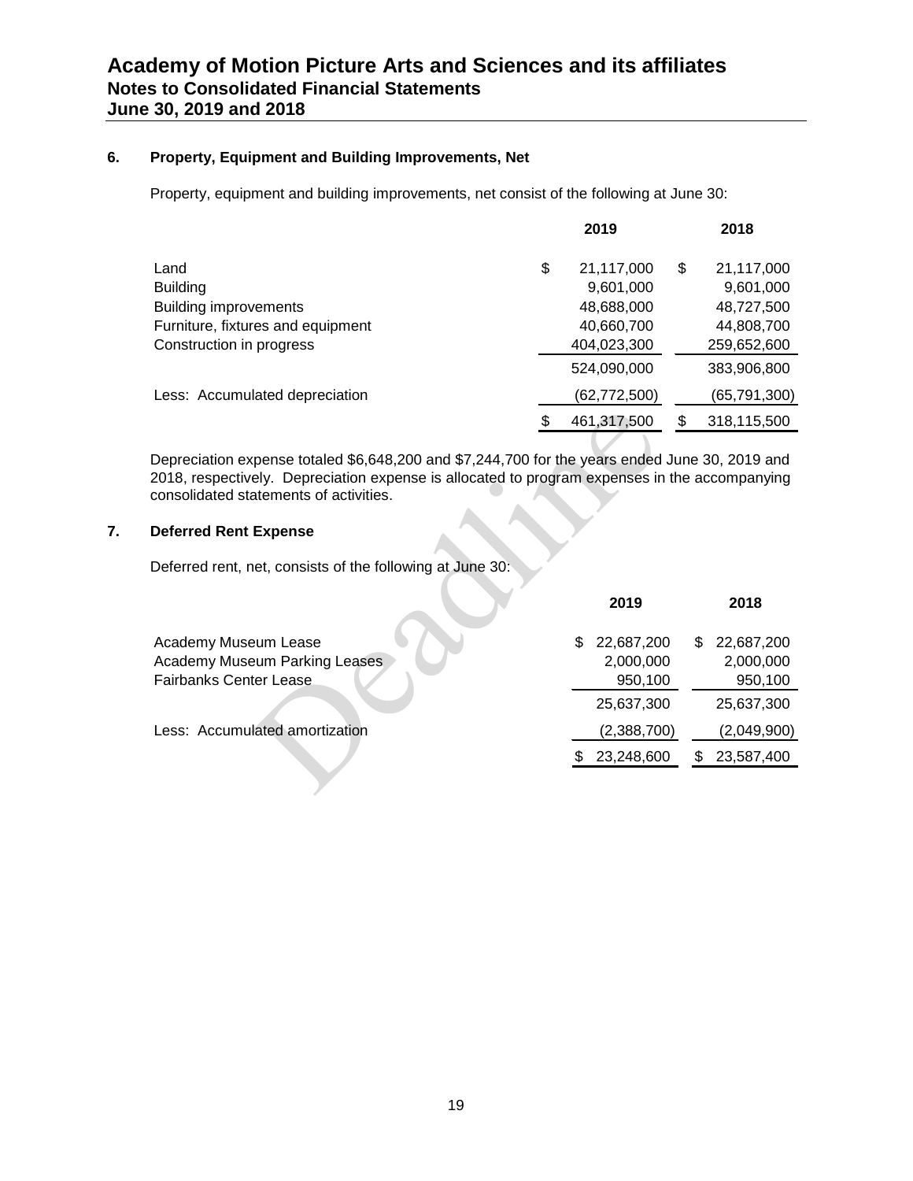## 6. Property, Equipment and Building Improvements, Net

Property, equipment and building improvements, net consist of the following at June 30:

| | 2019 | 2018 |
|---|---|---|
| Land | $ 21,117,000 | $ 21,117,000 |
| Building | 9,601,000 | 9,601,000 |
| Building improvements | 48,688,000 | 48,727,500 |
| Furniture, fixtures and equipment | 40,660,700 | 44,808,700 |
| Construction in progress | 404,023,300 | 259,652,600 |
| | 524,090,000 | 383,906,800 |
| Less: Accumulated depreciation | (62,772,500) | (65,791,300) |
| | $ 461,317,500 | $ 318,115,500 |

Depreciation expense totaled $6,648,200 and $7,244,700 for the years ended June 30, 2019 and 2018, respectively. Depreciation expense is allocated to program expenses in the accompanying consolidated statements of activities.

## 7. Deferred Rent Expense

Deferred rent, net, consists of the following at June 30:

| | 2019 | 2018 |
|---|---|---|
| Academy Museum Lease | $ 22,687,200 | $ 22,687,200 |
| Academy Museum Parking Leases | 2,000,000 | 2,000,000 |
| Fairbanks Center Lease | 950,100 | 950,100 |
| | 25,637,300 | 25,637,300 |
| Less: Accumulated amortization | (2,388,700) | (2,049,900) |
| | $ 23,248,600 | $ 23,587,400 |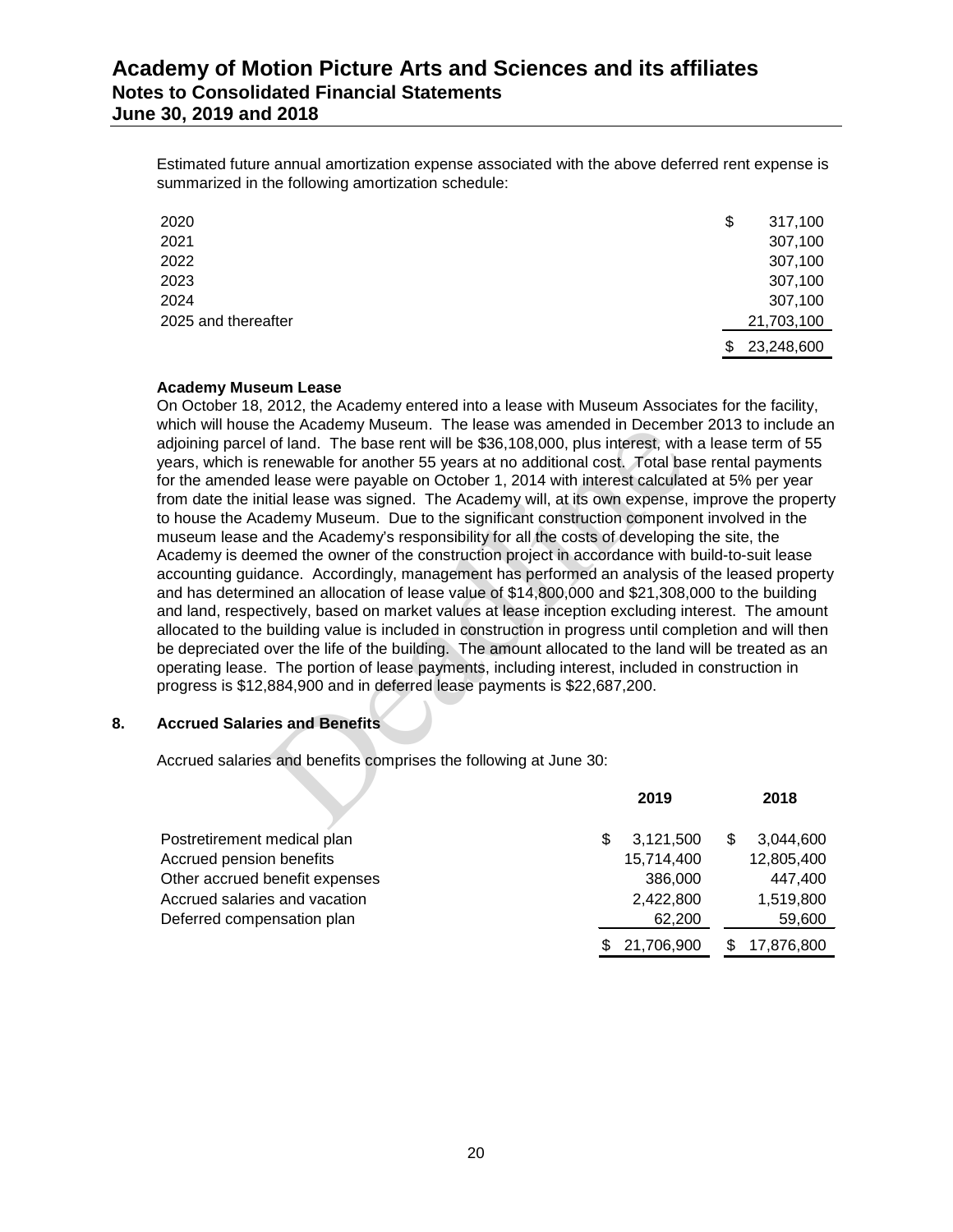Estimated future annual amortization expense associated with the above deferred rent expense is summarized in the following amortization schedule:

| | |
|---|---|
| 2020 | $ 317,100 |
| 2021 | 307,100 |
| 2022 | 307,100 |
| 2023 | 307,100 |
| 2024 | 307,100 |
| 2025 and thereafter | 21,703,100 |
| | $ 23,248,600 |

**Academy Museum Lease**

On October 18, 2012, the Academy entered into a lease with Museum Associates for the facility, which will house the Academy Museum. The lease was amended in December 2013 to include an adjoining parcel of land. The base rent will be $36,108,000, plus interest, with a lease term of 55 years, which is renewable for another 55 years at no additional cost. Total base rental payments for the amended lease were payable on October 1, 2014 with interest calculated at 5% per year from date the initial lease was signed. The Academy will, at its own expense, improve the property to house the Academy Museum. Due to the significant construction component involved in the museum lease and the Academy's responsibility for all the costs of developing the site, the Academy is deemed the owner of the construction project in accordance with build-to-suit lease accounting guidance. Accordingly, management has performed an analysis of the leased property and has determined an allocation of lease value of $14,800,000 and $21,308,000 to the building and land, respectively, based on market values at lease inception excluding interest. The amount allocated to the building value is included in construction in progress until completion and will then be depreciated over the life of the building. The amount allocated to the land will be treated as an operating lease. The portion of lease payments, including interest, included in construction in progress is $12,884,900 and in deferred lease payments is $22,687,200.

## 8. Accrued Salaries and Benefits

Accrued salaries and benefits comprises the following at June 30:

| | 2019 | 2018 |
|---|---|---|
| Postretirement medical plan | $ 3,121,500 | $ 3,044,600 |
| Accrued pension benefits | 15,714,400 | 12,805,400 |
| Other accrued benefit expenses | 386,000 | 447,400 |
| Accrued salaries and vacation | 2,422,800 | 1,519,800 |
| Deferred compensation plan | 62,200 | 59,600 |
| | $ 21,706,900 | $ 17,876,800 |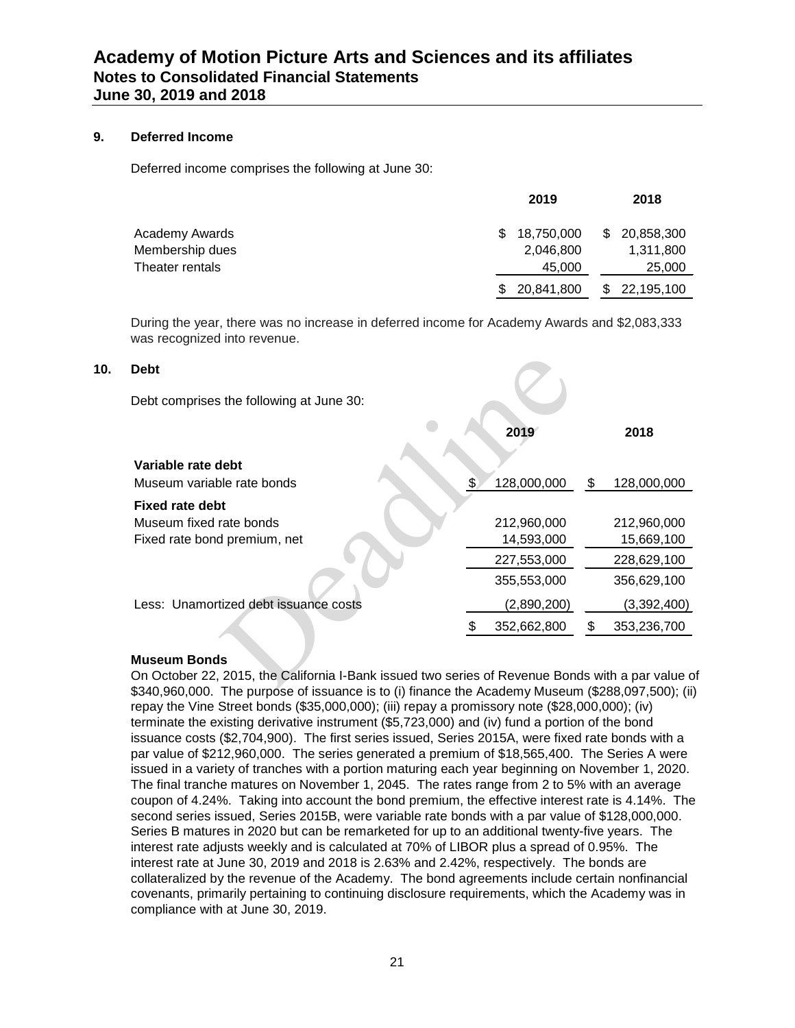## 9. Deferred Income

Deferred income comprises the following at June 30:

| | 2019 | 2018 |
|---|---|---|
| Academy Awards | $ 18,750,000 | $ 20,858,300 |
| Membership dues | 2,046,800 | 1,311,800 |
| Theater rentals | 45,000 | 25,000 |
| | $ 20,841,800 | $ 22,195,100 |

During the year, there was no increase in deferred income for Academy Awards and $2,083,333 was recognized into revenue.

## 10. Debt

Debt comprises the following at June 30:

| | 2019 | 2018 |
|---|---|---|
| **Variable rate debt** | | |
| Museum variable rate bonds | $ 128,000,000 | $ 128,000,000 |
| **Fixed rate debt** | | |
| Museum fixed rate bonds | 212,960,000 | 212,960,000 |
| Fixed rate bond premium, net | 14,593,000 | 15,669,100 |
| | 227,553,000 | 228,629,100 |
| | 355,553,000 | 356,629,100 |
| Less: Unamortized debt issuance costs | (2,890,200) | (3,392,400) |
| | $ 352,662,800 | $ 353,236,700 |

**Museum Bonds**

On October 22, 2015, the California I-Bank issued two series of Revenue Bonds with a par value of $340,960,000. The purpose of issuance is to (i) finance the Academy Museum ($288,097,500); (ii) repay the Vine Street bonds ($35,000,000); (iii) repay a promissory note ($28,000,000); (iv) terminate the existing derivative instrument ($5,723,000) and (iv) fund a portion of the bond issuance costs ($2,704,900). The first series issued, Series 2015A, were fixed rate bonds with a par value of $212,960,000. The series generated a premium of $18,565,400. The Series A were issued in a variety of tranches with a portion maturing each year beginning on November 1, 2020. The final tranche matures on November 1, 2045. The rates range from 2 to 5% with an average coupon of 4.24%. Taking into account the bond premium, the effective interest rate is 4.14%. The second series issued, Series 2015B, were variable rate bonds with a par value of $128,000,000. Series B matures in 2020 but can be remarketed for up to an additional twenty-five years. The interest rate adjusts weekly and is calculated at 70% of LIBOR plus a spread of 0.95%. The interest rate at June 30, 2019 and 2018 is 2.63% and 2.42%, respectively. The bonds are collateralized by the revenue of the Academy. The bond agreements include certain nonfinancial covenants, primarily pertaining to continuing disclosure requirements, which the Academy was in compliance with at June 30, 2019.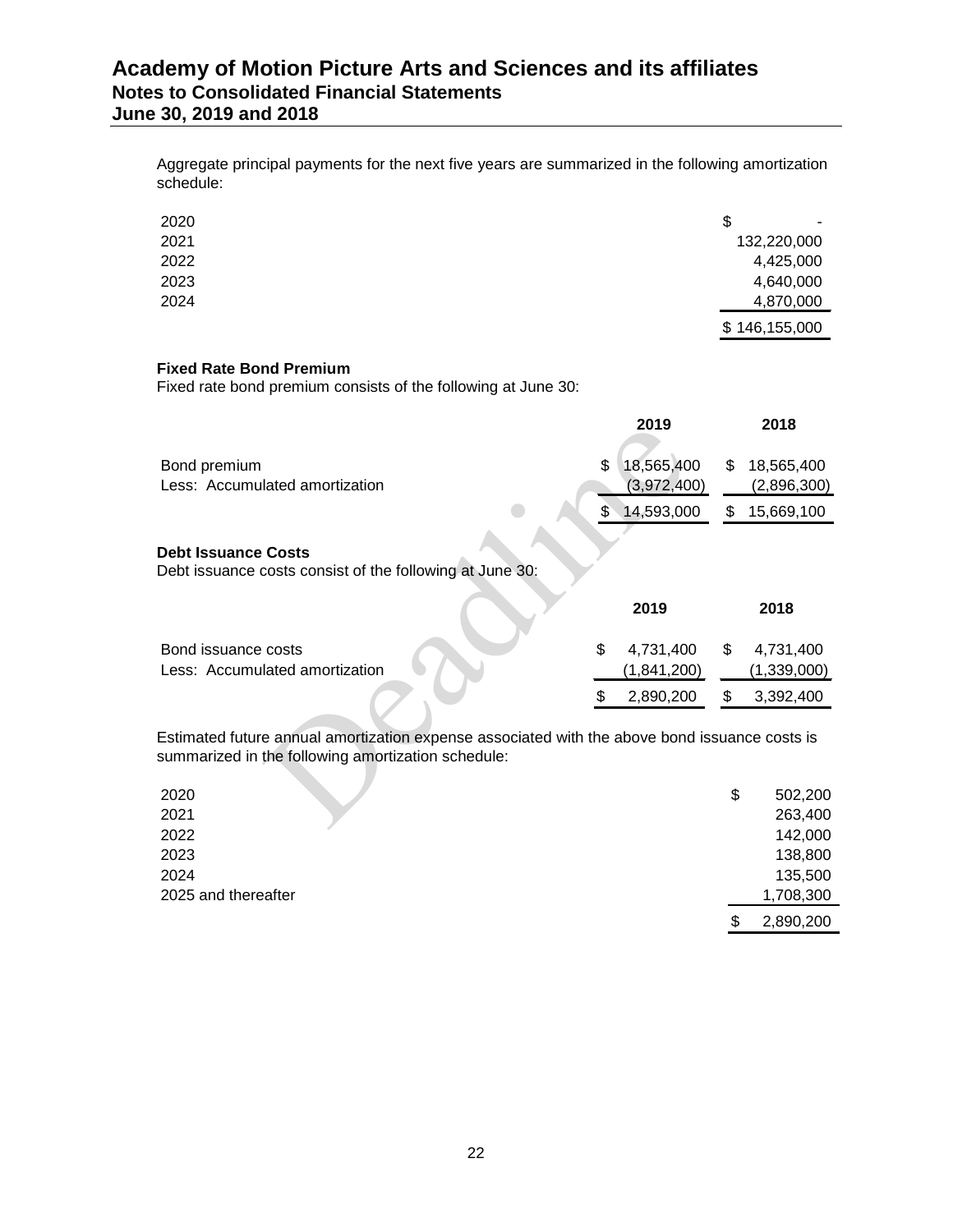Aggregate principal payments for the next five years are summarized in the following amortization schedule:

| | |
|---|---|
| 2020 | $ - |
| 2021 | 132,220,000 |
| 2022 | 4,425,000 |
| 2023 | 4,640,000 |
| 2024 | 4,870,000 |
| | $ 146,155,000 |

**Fixed Rate Bond Premium**

Fixed rate bond premium consists of the following at June 30:

| | 2019 | 2018 |
|---|---|---|
| Bond premium | $ 18,565,400 | $ 18,565,400 |
| Less: Accumulated amortization | (3,972,400) | (2,896,300) |
| | $ 14,593,000 | $ 15,669,100 |

**Debt Issuance Costs**

Debt issuance costs consist of the following at June 30:

| | 2019 | 2018 |
|---|---|---|
| Bond issuance costs | $ 4,731,400 | $ 4,731,400 |
| Less: Accumulated amortization | (1,841,200) | (1,339,000) |
| | $ 2,890,200 | $ 3,392,400 |

Estimated future annual amortization expense associated with the above bond issuance costs is summarized in the following amortization schedule:

| | |
|---|---|
| 2020 | $ 502,200 |
| 2021 | 263,400 |
| 2022 | 142,000 |
| 2023 | 138,800 |
| 2024 | 135,500 |
| 2025 and thereafter | 1,708,300 |
| | $ 2,890,200 |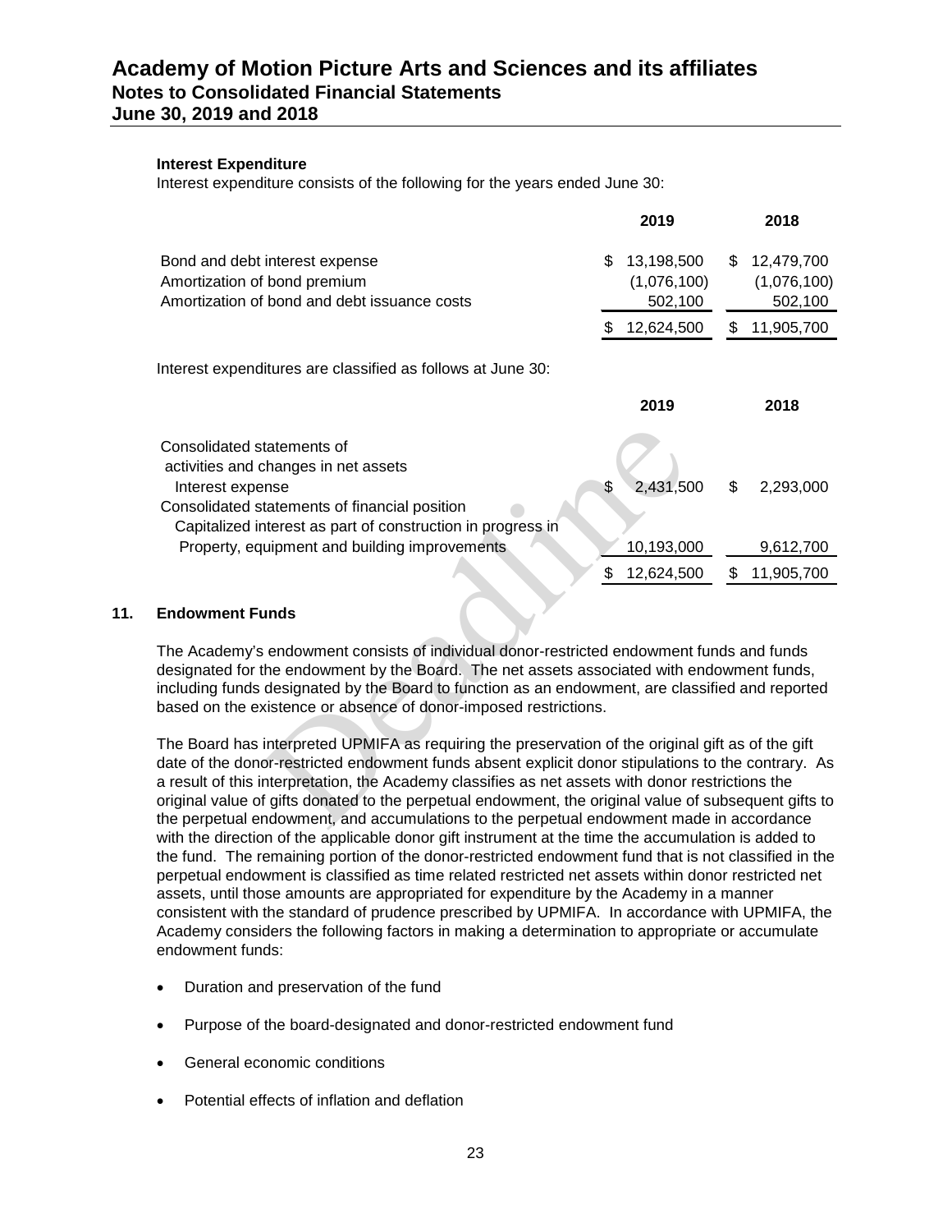### Interest Expenditure

Interest expenditure consists of the following for the years ended June 30:

| | 2019 | 2018 |
|---|---|---|
| Bond and debt interest expense | $ 13,198,500 | $ 12,479,700 |
| Amortization of bond premium | (1,076,100) | (1,076,100) |
| Amortization of bond and debt issuance costs | 502,100 | 502,100 |
| | $ 12,624,500 | $ 11,905,700 |

Interest expenditures are classified as follows at June 30:

| | 2019 | 2018 |
|---|---|---|
| Consolidated statements of activities and changes in net assets | | |
| Interest expense | $ 2,431,500 | $ 2,293,000 |
| Consolidated statements of financial position | | |
| Capitalized interest as part of construction in progress in Property, equipment and building improvements | 10,193,000 | 9,612,700 |
| | $ 12,624,500 | $ 11,905,700 |

## 11. Endowment Funds

The Academy's endowment consists of individual donor-restricted endowment funds and funds designated for the endowment by the Board. The net assets associated with endowment funds, including funds designated by the Board to function as an endowment, are classified and reported based on the existence or absence of donor-imposed restrictions.

The Board has interpreted UPMIFA as requiring the preservation of the original gift as of the gift date of the donor-restricted endowment funds absent explicit donor stipulations to the contrary. As a result of this interpretation, the Academy classifies as net assets with donor restrictions the original value of gifts donated to the perpetual endowment, the original value of subsequent gifts to the perpetual endowment, and accumulations to the perpetual endowment made in accordance with the direction of the applicable donor gift instrument at the time the accumulation is added to the fund. The remaining portion of the donor-restricted endowment fund that is not classified in the perpetual endowment is classified as time related restricted net assets within donor restricted net assets, until those amounts are appropriated for expenditure by the Academy in a manner consistent with the standard of prudence prescribed by UPMIFA. In accordance with UPMIFA, the Academy considers the following factors in making a determination to appropriate or accumulate endowment funds:

- Duration and preservation of the fund
- Purpose of the board-designated and donor-restricted endowment fund
- General economic conditions
- Potential effects of inflation and deflation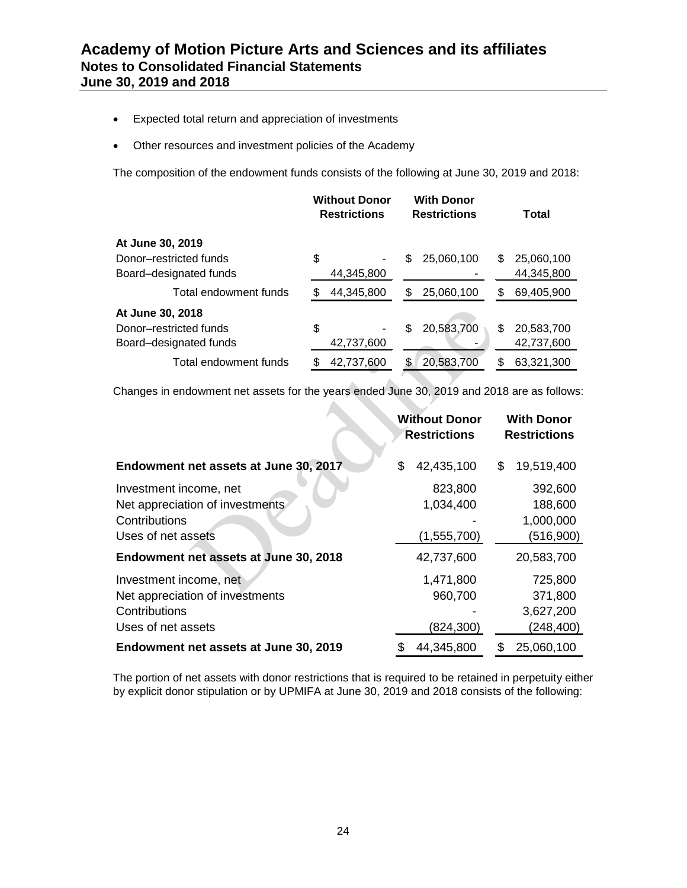- Expected total return and appreciation of investments
- Other resources and investment policies of the Academy

The composition of the endowment funds consists of the following at June 30, 2019 and 2018:

| | Without Donor Restrictions | With Donor Restrictions | Total |
|---|---|---|---|
| **At June 30, 2019** | | | |
| Donor–restricted funds | $ - | $ 25,060,100 | $ 25,060,100 |
| Board–designated funds | 44,345,800 | - | 44,345,800 |
| Total endowment funds | $ 44,345,800 | $ 25,060,100 | $ 69,405,900 |
| **At June 30, 2018** | | | |
| Donor–restricted funds | $ - | $ 20,583,700 | $ 20,583,700 |
| Board–designated funds | 42,737,600 | - | 42,737,600 |
| Total endowment funds | $ 42,737,600 | $ 20,583,700 | $ 63,321,300 |

Changes in endowment net assets for the years ended June 30, 2019 and 2018 are as follows:

| | Without Donor Restrictions | With Donor Restrictions |
|---|---|---|
| **Endowment net assets at June 30, 2017** | $ 42,435,100 | $ 19,519,400 |
| Investment income, net | 823,800 | 392,600 |
| Net appreciation of investments | 1,034,400 | 188,600 |
| Contributions | - | 1,000,000 |
| Uses of net assets | (1,555,700) | (516,900) |
| **Endowment net assets at June 30, 2018** | 42,737,600 | 20,583,700 |
| Investment income, net | 1,471,800 | 725,800 |
| Net appreciation of investments | 960,700 | 371,800 |
| Contributions | - | 3,627,200 |
| Uses of net assets | (824,300) | (248,400) |
| **Endowment net assets at June 30, 2019** | $ 44,345,800 | $ 25,060,100 |

The portion of net assets with donor restrictions that is required to be retained in perpetuity either by explicit donor stipulation or by UPMIFA at June 30, 2019 and 2018 consists of the following: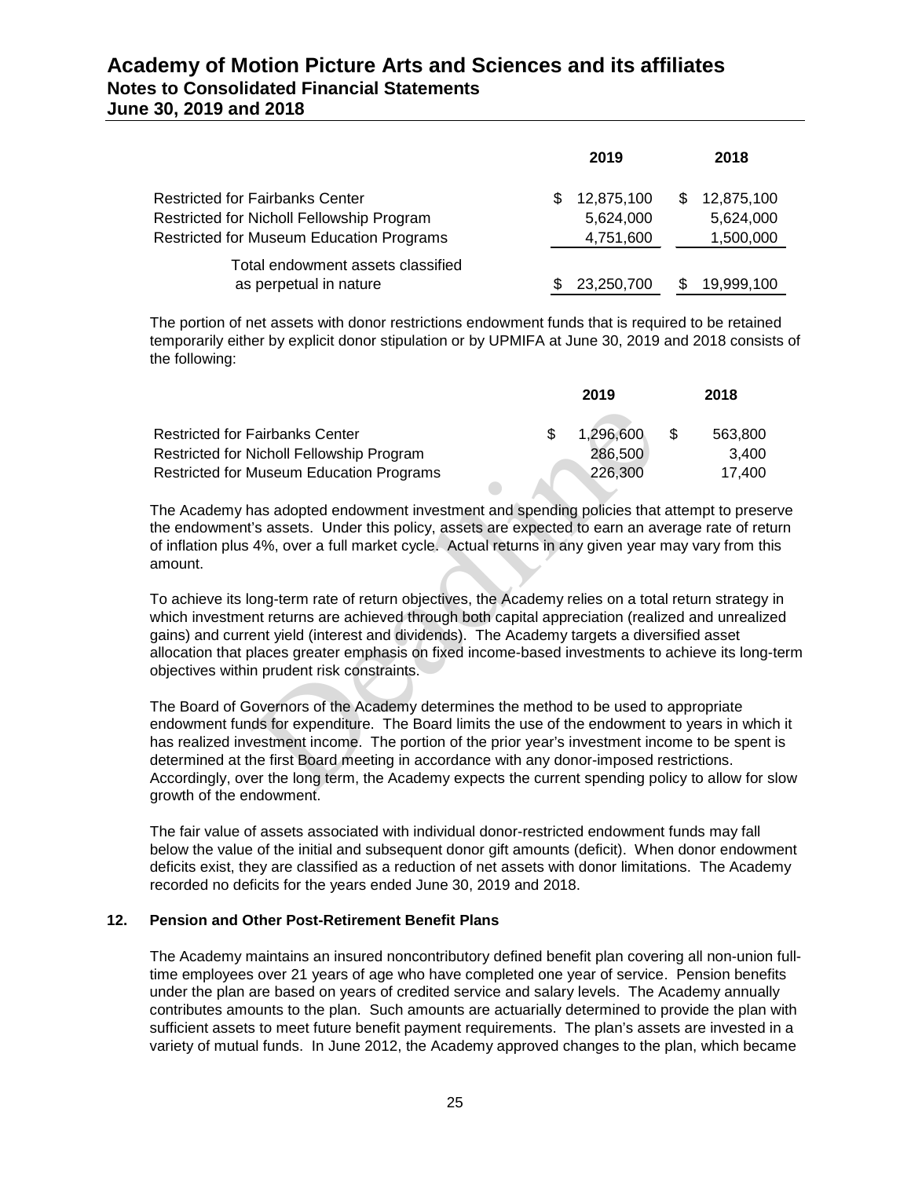| | 2019 | 2018 |
|---|---|---|
| Restricted for Fairbanks Center | $ 12,875,100 | $ 12,875,100 |
| Restricted for Nicholl Fellowship Program | 5,624,000 | 5,624,000 |
| Restricted for Museum Education Programs | 4,751,600 | 1,500,000 |
| Total endowment assets classified as perpetual in nature | $ 23,250,700 | $ 19,999,100 |

The portion of net assets with donor restrictions endowment funds that is required to be retained temporarily either by explicit donor stipulation or by UPMIFA at June 30, 2019 and 2018 consists of the following:

| | 2019 | 2018 |
|---|---|---|
| Restricted for Fairbanks Center | $ 1,296,600 | $ 563,800 |
| Restricted for Nicholl Fellowship Program | 286,500 | 3,400 |
| Restricted for Museum Education Programs | 226,300 | 17,400 |

The Academy has adopted endowment investment and spending policies that attempt to preserve the endowment's assets. Under this policy, assets are expected to earn an average rate of return of inflation plus 4%, over a full market cycle. Actual returns in any given year may vary from this amount.

To achieve its long-term rate of return objectives, the Academy relies on a total return strategy in which investment returns are achieved through both capital appreciation (realized and unrealized gains) and current yield (interest and dividends). The Academy targets a diversified asset allocation that places greater emphasis on fixed income-based investments to achieve its long-term objectives within prudent risk constraints.

The Board of Governors of the Academy determines the method to be used to appropriate endowment funds for expenditure. The Board limits the use of the endowment to years in which it has realized investment income. The portion of the prior year's investment income to be spent is determined at the first Board meeting in accordance with any donor-imposed restrictions. Accordingly, over the long term, the Academy expects the current spending policy to allow for slow growth of the endowment.

The fair value of assets associated with individual donor-restricted endowment funds may fall below the value of the initial and subsequent donor gift amounts (deficit). When donor endowment deficits exist, they are classified as a reduction of net assets with donor limitations. The Academy recorded no deficits for the years ended June 30, 2019 and 2018.

## 12. Pension and Other Post-Retirement Benefit Plans

The Academy maintains an insured noncontributory defined benefit plan covering all non-union full-time employees over 21 years of age who have completed one year of service. Pension benefits under the plan are based on years of credited service and salary levels. The Academy annually contributes amounts to the plan. Such amounts are actuarially determined to provide the plan with sufficient assets to meet future benefit payment requirements. The plan's assets are invested in a variety of mutual funds. In June 2012, the Academy approved changes to the plan, which became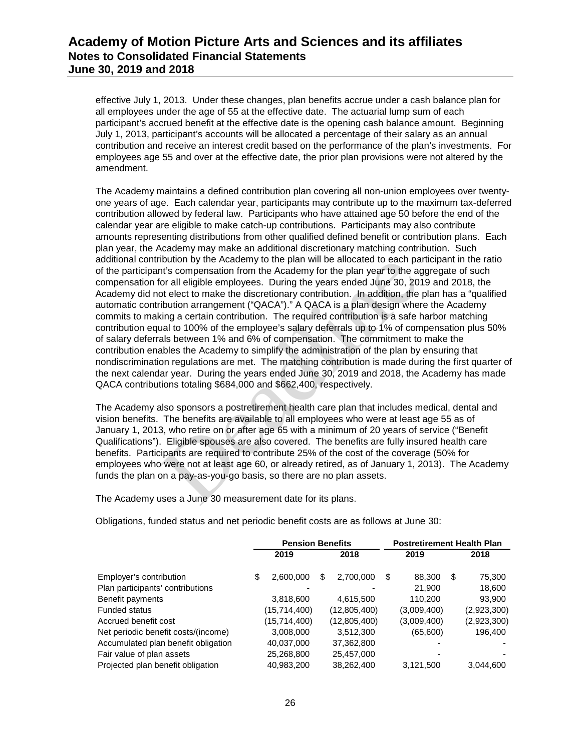effective July 1, 2013. Under these changes, plan benefits accrue under a cash balance plan for all employees under the age of 55 at the effective date. The actuarial lump sum of each participant's accrued benefit at the effective date is the opening cash balance amount. Beginning July 1, 2013, participant's accounts will be allocated a percentage of their salary as an annual contribution and receive an interest credit based on the performance of the plan's investments. For employees age 55 and over at the effective date, the prior plan provisions were not altered by the amendment.

The Academy maintains a defined contribution plan covering all non-union employees over twenty-one years of age. Each calendar year, participants may contribute up to the maximum tax-deferred contribution allowed by federal law. Participants who have attained age 50 before the end of the calendar year are eligible to make catch-up contributions. Participants may also contribute amounts representing distributions from other qualified defined benefit or contribution plans. Each plan year, the Academy may make an additional discretionary matching contribution. Such additional contribution by the Academy to the plan will be allocated to each participant in the ratio of the participant's compensation from the Academy for the plan year to the aggregate of such compensation for all eligible employees. During the years ended June 30, 2019 and 2018, the Academy did not elect to make the discretionary contribution. In addition, the plan has a "qualified automatic contribution arrangement ("QACA")." A QACA is a plan design where the Academy commits to making a certain contribution. The required contribution is a safe harbor matching contribution equal to 100% of the employee's salary deferrals up to 1% of compensation plus 50% of salary deferrals between 1% and 6% of compensation. The commitment to make the contribution enables the Academy to simplify the administration of the plan by ensuring that nondiscrimination regulations are met. The matching contribution is made during the first quarter of the next calendar year. During the years ended June 30, 2019 and 2018, the Academy has made QACA contributions totaling $684,000 and $662,400, respectively.

The Academy also sponsors a postretirement health care plan that includes medical, dental and vision benefits. The benefits are available to all employees who were at least age 55 as of January 1, 2013, who retire on or after age 65 with a minimum of 20 years of service ("Benefit Qualifications"). Eligible spouses are also covered. The benefits are fully insured health care benefits. Participants are required to contribute 25% of the cost of the coverage (50% for employees who were not at least age 60, or already retired, as of January 1, 2013). The Academy funds the plan on a pay-as-you-go basis, so there are no plan assets.

The Academy uses a June 30 measurement date for its plans.

Obligations, funded status and net periodic benefit costs are as follows at June 30:

| | Pension Benefits | | Postretirement Health Plan | |
|---|---|---|---|---|
| | 2019 | 2018 | 2019 | 2018 |
| Employer's contribution | $ 2,600,000 | $ 2,700,000 | $ 88,300 | $ 75,300 |
| Plan participants' contributions | - | - | 21,900 | 18,600 |
| Benefit payments | 3,818,600 | 4,615,500 | 110,200 | 93,900 |
| Funded status | (15,714,400) | (12,805,400) | (3,009,400) | (2,923,300) |
| Accrued benefit cost | (15,714,400) | (12,805,400) | (3,009,400) | (2,923,300) |
| Net periodic benefit costs/(income) | 3,008,000 | 3,512,300 | (65,600) | 196,400 |
| Accumulated plan benefit obligation | 40,037,000 | 37,362,800 | - | - |
| Fair value of plan assets | 25,268,800 | 25,457,000 | - | - |
| Projected plan benefit obligation | 40,983,200 | 38,262,400 | 3,121,500 | 3,044,600 |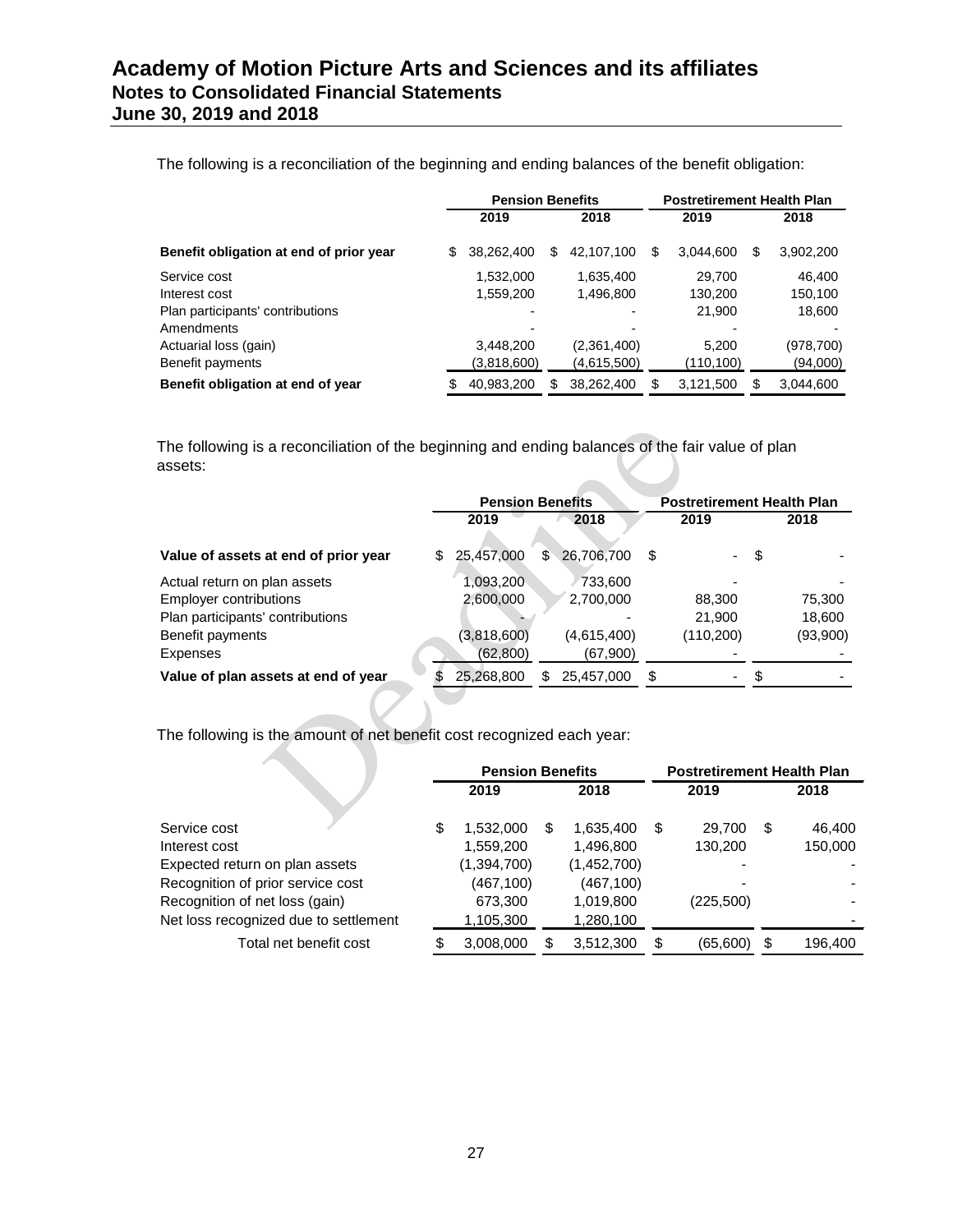# Academy of Motion Picture Arts and Sciences and its affiliates
## Notes to Consolidated Financial Statements
## June 30, 2019 and 2018

The following is a reconciliation of the beginning and ending balances of the benefit obligation:

| | Pension Benefits | | Postretirement Health Plan | |
|---|---|---|---|---|
| | 2019 | 2018 | 2019 | 2018 |
| **Benefit obligation at end of prior year** | $ 38,262,400 | $ 42,107,100 | $ 3,044,600 | $ 3,902,200 |
| Service cost | 1,532,000 | 1,635,400 | 29,700 | 46,400 |
| Interest cost | 1,559,200 | 1,496,800 | 130,200 | 150,100 |
| Plan participants' contributions | - | - | 21,900 | 18,600 |
| Amendments | - | - | - | - |
| Actuarial loss (gain) | 3,448,200 | (2,361,400) | 5,200 | (978,700) |
| Benefit payments | (3,818,600) | (4,615,500) | (110,100) | (94,000) |
| **Benefit obligation at end of year** | $ 40,983,200 | $ 38,262,400 | $ 3,121,500 | $ 3,044,600 |

The following is a reconciliation of the beginning and ending balances of the fair value of plan assets:

| | Pension Benefits | | Postretirement Health Plan | |
|---|---|---|---|---|
| | 2019 | 2018 | 2019 | 2018 |
| **Value of assets at end of prior year** | $ 25,457,000 | $ 26,706,700 | $ - | $ - |
| Actual return on plan assets | 1,093,200 | 733,600 | - | - |
| Employer contributions | 2,600,000 | 2,700,000 | 88,300 | 75,300 |
| Plan participants' contributions | - | - | 21,900 | 18,600 |
| Benefit payments | (3,818,600) | (4,615,400) | (110,200) | (93,900) |
| Expenses | (62,800) | (67,900) | - | - |
| **Value of plan assets at end of year** | $ 25,268,800 | $ 25,457,000 | $ - | $ - |

The following is the amount of net benefit cost recognized each year:

| | Pension Benefits | | Postretirement Health Plan | |
|---|---|---|---|---|
| | 2019 | 2018 | 2019 | 2018 |
| Service cost | $ 1,532,000 | $ 1,635,400 | $ 29,700 | $ 46,400 |
| Interest cost | 1,559,200 | 1,496,800 | 130,200 | 150,000 |
| Expected return on plan assets | (1,394,700) | (1,452,700) | - | - |
| Recognition of prior service cost | (467,100) | (467,100) | - | - |
| Recognition of net loss (gain) | 673,300 | 1,019,800 | (225,500) | - |
| Net loss recognized due to settlement | 1,105,300 | 1,280,100 | | - |
| Total net benefit cost | $ 3,008,000 | $ 3,512,300 | $ (65,600) | $ 196,400 |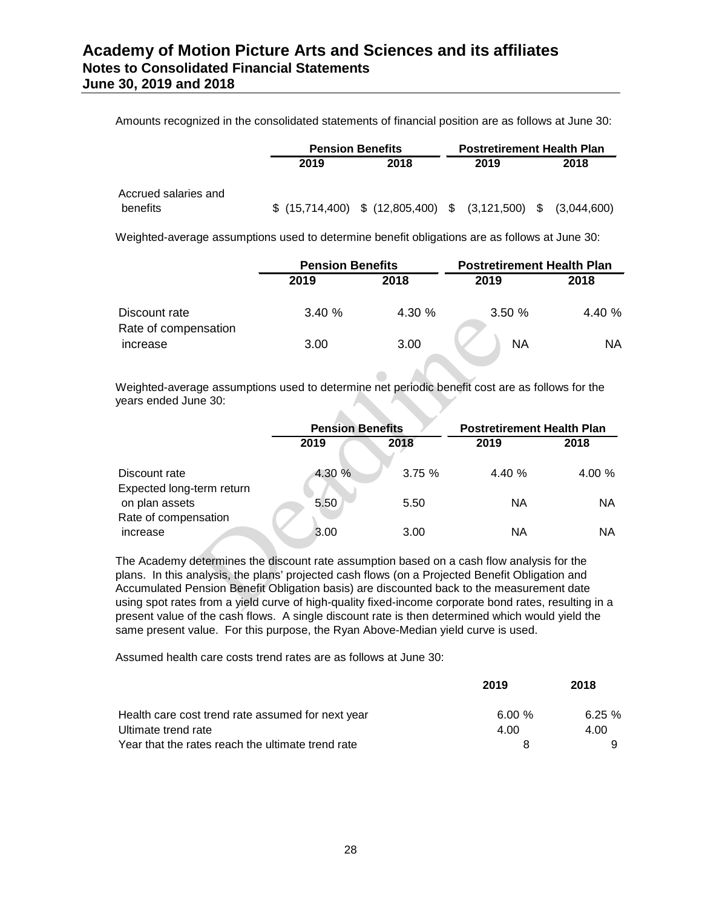Amounts recognized in the consolidated statements of financial position are as follows at June 30:

| | Pension Benefits | | Postretirement Health Plan | |
|---|---|---|---|---|
| | 2019 | 2018 | 2019 | 2018 |
| Accrued salaries and benefits | $ (15,714,400) | $ (12,805,400) | $ (3,121,500) | $ (3,044,600) |

Weighted-average assumptions used to determine benefit obligations are as follows at June 30:

| | Pension Benefits | | Postretirement Health Plan | |
|---|---|---|---|---|
| | 2019 | 2018 | 2019 | 2018 |
| Discount rate | 3.40 % | 4.30 % | 3.50 % | 4.40 % |
| Rate of compensation increase | 3.00 | 3.00 | NA | NA |

Weighted-average assumptions used to determine net periodic benefit cost are as follows for the years ended June 30:

| | Pension Benefits | | Postretirement Health Plan | |
|---|---|---|---|---|
| | 2019 | 2018 | 2019 | 2018 |
| Discount rate | 4.30 % | 3.75 % | 4.40 % | 4.00 % |
| Expected long-term return on plan assets | 5.50 | 5.50 | NA | NA |
| Rate of compensation increase | 3.00 | 3.00 | NA | NA |

The Academy determines the discount rate assumption based on a cash flow analysis for the plans. In this analysis, the plans' projected cash flows (on a Projected Benefit Obligation and Accumulated Pension Benefit Obligation basis) are discounted back to the measurement date using spot rates from a yield curve of high-quality fixed-income corporate bond rates, resulting in a present value of the cash flows. A single discount rate is then determined which would yield the same present value. For this purpose, the Ryan Above-Median yield curve is used.

Assumed health care costs trend rates are as follows at June 30:

| | 2019 | 2018 |
|---|---|---|
| Health care cost trend rate assumed for next year | 6.00 % | 6.25 % |
| Ultimate trend rate | 4.00 | 4.00 |
| Year that the rates reach the ultimate trend rate | 8 | 9 |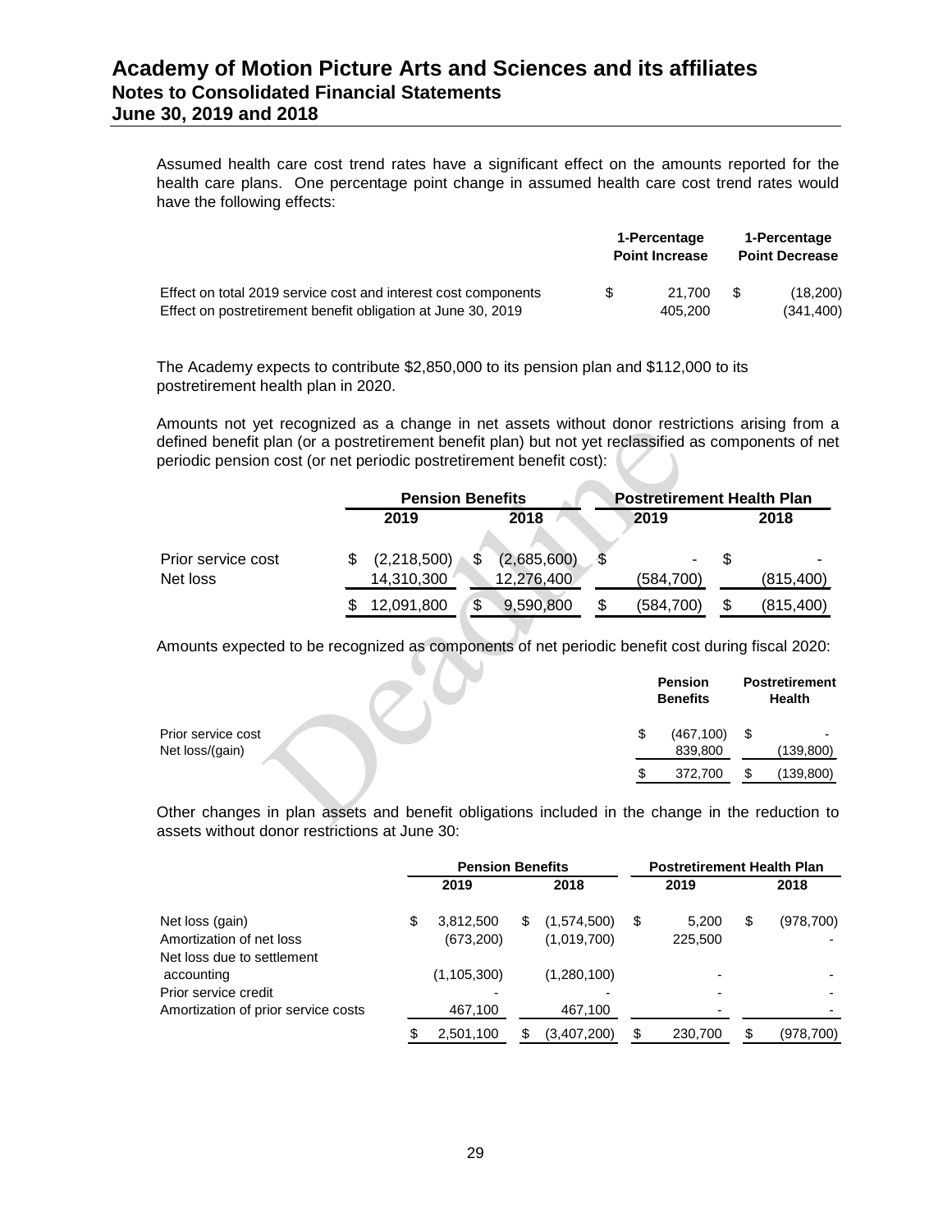Assumed health care cost trend rates have a significant effect on the amounts reported for the health care plans. One percentage point change in assumed health care cost trend rates would have the following effects:

| | 1-Percentage Point Increase | 1-Percentage Point Decrease |
|---|---|---|
| Effect on total 2019 service cost and interest cost components | $ 21,700 | $ (18,200) |
| Effect on postretirement benefit obligation at June 30, 2019 | 405,200 | (341,400) |

The Academy expects to contribute $2,850,000 to its pension plan and $112,000 to its postretirement health plan in 2020.

Amounts not yet recognized as a change in net assets without donor restrictions arising from a defined benefit plan (or a postretirement benefit plan) but not yet reclassified as components of net periodic pension cost (or net periodic postretirement benefit cost):

| | Pension Benefits | | Postretirement Health Plan | |
|---|---|---|---|---|
| | 2019 | 2018 | 2019 | 2018 |
| Prior service cost | $ (2,218,500) | $ (2,685,600) | $ - | $ - |
| Net loss | 14,310,300 | 12,276,400 | (584,700) | (815,400) |
| | $ 12,091,800 | $ 9,590,800 | $ (584,700) | $ (815,400) |

Amounts expected to be recognized as components of net periodic benefit cost during fiscal 2020:

| | Pension Benefits | Postretirement Health |
|---|---|---|
| Prior service cost | $ (467,100) | $ - |
| Net loss/(gain) | 839,800 | (139,800) |
| | $ 372,700 | $ (139,800) |

Other changes in plan assets and benefit obligations included in the change in the reduction to assets without donor restrictions at June 30:

| | Pension Benefits | | Postretirement Health Plan | |
|---|---|---|---|---|
| | 2019 | 2018 | 2019 | 2018 |
| Net loss (gain) | $ 3,812,500 | $ (1,574,500) | $ 5,200 | $ (978,700) |
| Amortization of net loss | (673,200) | (1,019,700) | 225,500 | - |
| Net loss due to settlement accounting | (1,105,300) | (1,280,100) | - | - |
| Prior service credit | - | - | - | - |
| Amortization of prior service costs | 467,100 | 467,100 | - | - |
| | $ 2,501,100 | $ (3,407,200) | $ 230,700 | $ (978,700) |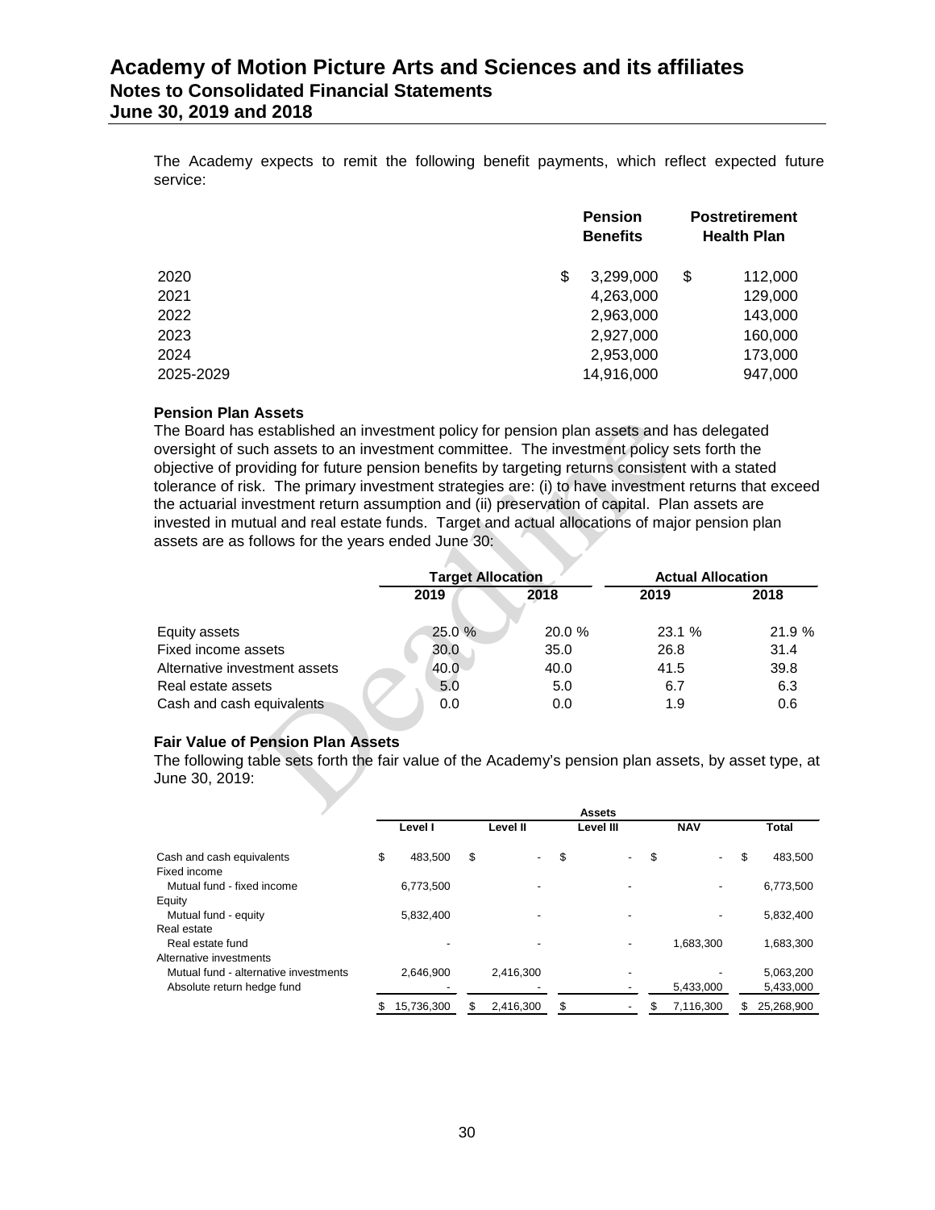The Academy expects to remit the following benefit payments, which reflect expected future service:

| | Pension Benefits | Postretirement Health Plan |
|---|---|---|
| 2020 | $ 3,299,000 | $ 112,000 |
| 2021 | 4,263,000 | 129,000 |
| 2022 | 2,963,000 | 143,000 |
| 2023 | 2,927,000 | 160,000 |
| 2024 | 2,953,000 | 173,000 |
| 2025-2029 | 14,916,000 | 947,000 |

**Pension Plan Assets**

The Board has established an investment policy for pension plan assets and has delegated oversight of such assets to an investment committee. The investment policy sets forth the objective of providing for future pension benefits by targeting returns consistent with a stated tolerance of risk. The primary investment strategies are: (i) to have investment returns that exceed the actuarial investment return assumption and (ii) preservation of capital. Plan assets are invested in mutual and real estate funds. Target and actual allocations of major pension plan assets are as follows for the years ended June 30:

| | Target Allocation | | Actual Allocation | |
|---|---|---|---|---|
| | 2019 | 2018 | 2019 | 2018 |
| Equity assets | 25.0 % | 20.0 % | 23.1 % | 21.9 % |
| Fixed income assets | 30.0 | 35.0 | 26.8 | 31.4 |
| Alternative investment assets | 40.0 | 40.0 | 41.5 | 39.8 |
| Real estate assets | 5.0 | 5.0 | 6.7 | 6.3 |
| Cash and cash equivalents | 0.0 | 0.0 | 1.9 | 0.6 |

**Fair Value of Pension Plan Assets**

The following table sets forth the fair value of the Academy's pension plan assets, by asset type, at June 30, 2019:

| | Assets | | | | |
|---|---|---|---|---|---|
| | Level I | Level II | Level III | NAV | Total |
| Cash and cash equivalents | $ 483,500 | $ - | $ - | $ - | $ 483,500 |
| Fixed income | | | | | |
| Mutual fund - fixed income | 6,773,500 | - | - | - | 6,773,500 |
| Equity | | | | | |
| Mutual fund - equity | 5,832,400 | - | - | - | 5,832,400 |
| Real estate | | | | | |
| Real estate fund | - | - | - | 1,683,300 | 1,683,300 |
| Alternative investments | | | | | |
| Mutual fund - alternative investments | 2,646,900 | 2,416,300 | - | - | 5,063,200 |
| Absolute return hedge fund | - | - | - | 5,433,000 | 5,433,000 |
| | $ 15,736,300 | $ 2,416,300 | $ - | $ 7,116,300 | $ 25,268,900 |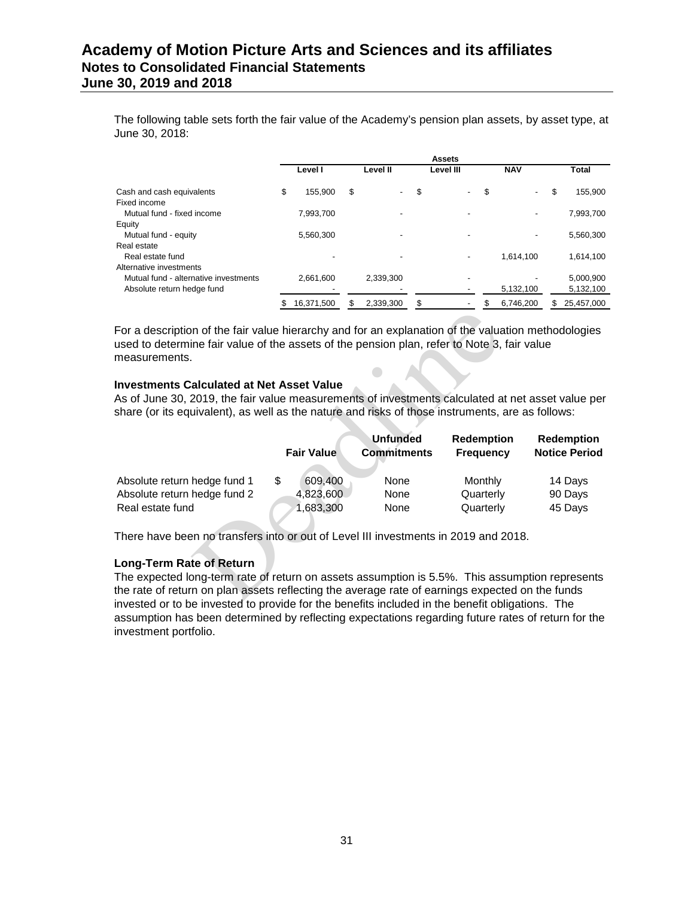The following table sets forth the fair value of the Academy's pension plan assets, by asset type, at June 30, 2018:

| | Assets | | | | |
|---|---|---|---|---|---|
| | Level I | Level II | Level III | NAV | Total |
| Cash and cash equivalents | $ 155,900 | $ - | $ - | $ - | $ 155,900 |
| Fixed income | | | | | |
| Mutual fund - fixed income | 7,993,700 | - | - | - | 7,993,700 |
| Equity | | | | | |
| Mutual fund - equity | 5,560,300 | - | - | - | 5,560,300 |
| Real estate | | | | | |
| Real estate fund | - | - | - | 1,614,100 | 1,614,100 |
| Alternative investments | | | | | |
| Mutual fund - alternative investments | 2,661,600 | 2,339,300 | - | - | 5,000,900 |
| Absolute return hedge fund | - | - | - | 5,132,100 | 5,132,100 |
| | $ 16,371,500 | $ 2,339,300 | $ - | $ 6,746,200 | $ 25,457,000 |

For a description of the fair value hierarchy and for an explanation of the valuation methodologies used to determine fair value of the assets of the pension plan, refer to Note 3, fair value measurements.

**Investments Calculated at Net Asset Value**

As of June 30, 2019, the fair value measurements of investments calculated at net asset value per share (or its equivalent), as well as the nature and risks of those instruments, are as follows:

| | Fair Value | Unfunded Commitments | Redemption Frequency | Redemption Notice Period |
|---|---|---|---|---|
| Absolute return hedge fund 1 | $ 609,400 | None | Monthly | 14 Days |
| Absolute return hedge fund 2 | 4,823,600 | None | Quarterly | 90 Days |
| Real estate fund | 1,683,300 | None | Quarterly | 45 Days |

There have been no transfers into or out of Level III investments in 2019 and 2018.

**Long-Term Rate of Return**

The expected long-term rate of return on assets assumption is 5.5%. This assumption represents the rate of return on plan assets reflecting the average rate of earnings expected on the funds invested or to be invested to provide for the benefits included in the benefit obligations. The assumption has been determined by reflecting expectations regarding future rates of return for the investment portfolio.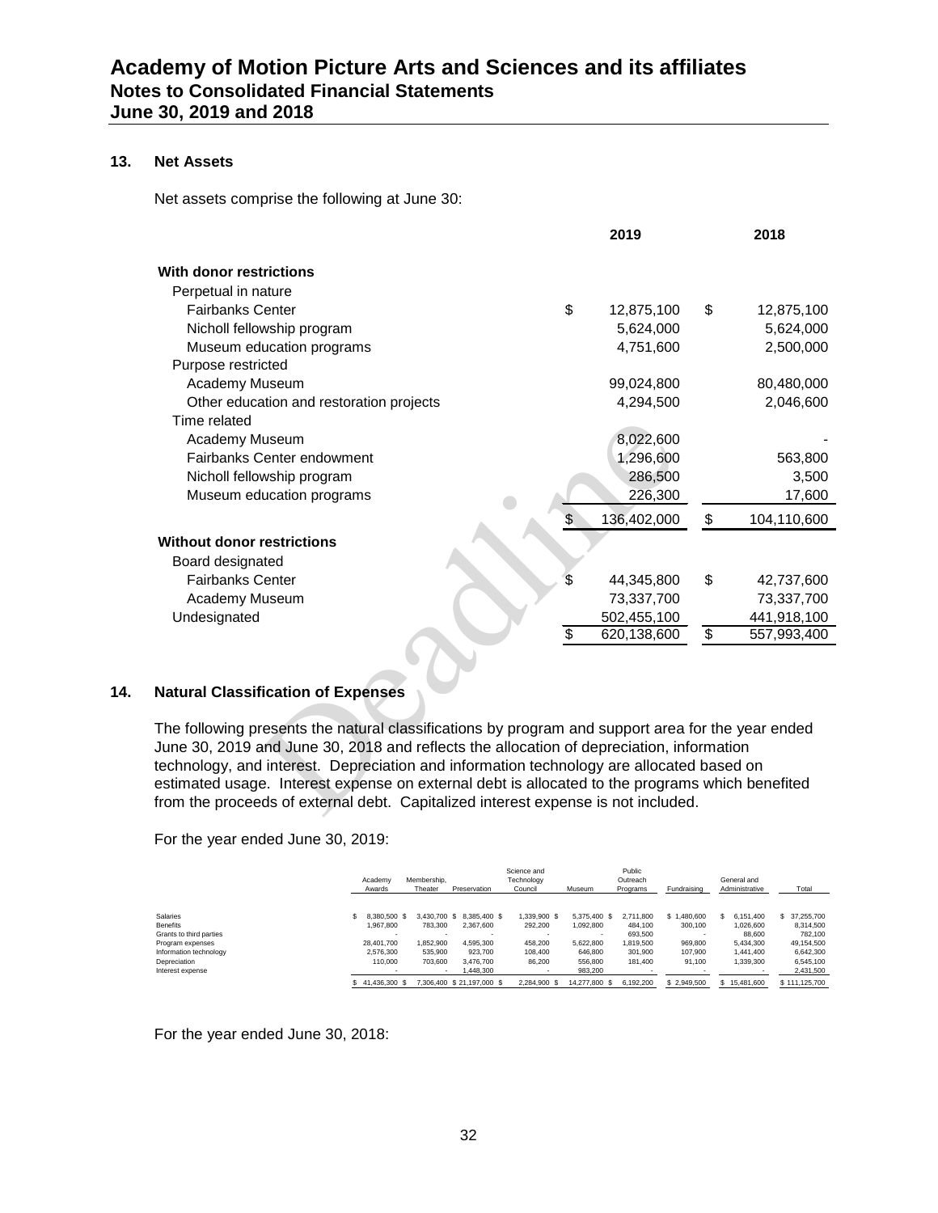## 13. Net Assets

Net assets comprise the following at June 30:

| | 2019 | 2018 |
|---|---|---|
| **With donor restrictions** | | |
| Perpetual in nature | | |
| Fairbanks Center | $ 12,875,100 | $ 12,875,100 |
| Nicholl fellowship program | 5,624,000 | 5,624,000 |
| Museum education programs | 4,751,600 | 2,500,000 |
| Purpose restricted | | |
| Academy Museum | 99,024,800 | 80,480,000 |
| Other education and restoration projects | 4,294,500 | 2,046,600 |
| Time related | | |
| Academy Museum | 8,022,600 | - |
| Fairbanks Center endowment | 1,296,600 | 563,800 |
| Nicholl fellowship program | 286,500 | 3,500 |
| Museum education programs | 226,300 | 17,600 |
| | $ 136,402,000 | $ 104,110,600 |
| **Without donor restrictions** | | |
| Board designated | | |
| Fairbanks Center | $ 44,345,800 | $ 42,737,600 |
| Academy Museum | 73,337,700 | 73,337,700 |
| Undesignated | 502,455,100 | 441,918,100 |
| | $ 620,138,600 | $ 557,993,400 |

## 14. Natural Classification of Expenses

The following presents the natural classifications by program and support area for the year ended June 30, 2019 and June 30, 2018 and reflects the allocation of depreciation, information technology, and interest. Depreciation and information technology are allocated based on estimated usage. Interest expense on external debt is allocated to the programs which benefited from the proceeds of external debt. Capitalized interest expense is not included.

For the year ended June 30, 2019:

| | Academy Awards | Membership, Theater | Preservation | Science and Technology Council | Museum | Public Outreach Programs | Fundraising | General and Administrative | Total |
|---|---|---|---|---|---|---|---|---|---|
| Salaries | $ 8,380,500 | $ 3,430,700 | $ 8,385,400 | $ 1,339,900 | $ 5,375,400 | $ 2,711,800 | $ 1,480,600 | $ 6,151,400 | $ 37,255,700 |
| Benefits | 1,967,800 | 783,300 | 2,367,600 | 292,200 | 1,092,800 | 484,100 | 300,100 | 1,026,600 | 8,314,500 |
| Grants to third parties | - | - | - | - | - | 693,500 | - | 88,600 | 782,100 |
| Program expenses | 28,401,700 | 1,852,900 | 4,595,300 | 458,200 | 5,622,800 | 1,819,500 | 969,800 | 5,434,300 | 49,154,500 |
| Information technology | 2,576,300 | 535,900 | 923,700 | 108,400 | 646,800 | 301,900 | 107,900 | 1,441,400 | 6,642,300 |
| Depreciation | 110,000 | 703,600 | 3,476,700 | 86,200 | 556,800 | 181,400 | 91,100 | 1,339,300 | 6,545,100 |
| Interest expense | - | - | 1,448,300 | - | 983,200 | - | - | - | 2,431,500 |
| | $ 41,436,300 | $ 7,306,400 | $ 21,197,000 | $ 2,284,900 | $ 14,277,800 | $ 6,192,200 | $ 2,949,500 | $ 15,481,600 | $ 111,125,700 |

For the year ended June 30, 2018: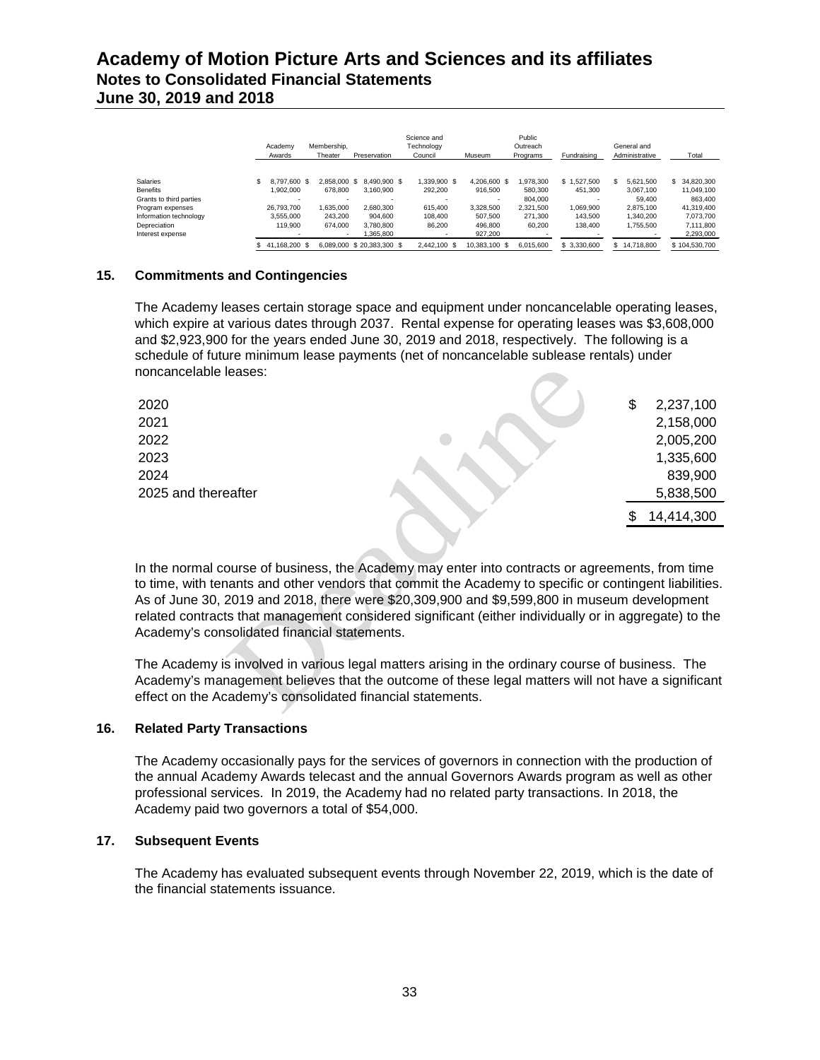# Academy of Motion Picture Arts and Sciences and its affiliates
## Notes to Consolidated Financial Statements
## June 30, 2019 and 2018

| | Academy Awards | Membership, Theater | Preservation | Science and Technology Council | Museum | Public Outreach Programs | Fundraising | General and Administrative | Total |
|---|---|---|---|---|---|---|---|---|---|
| Salaries | $ 8,797,600 | $ 2,858,000 | $ 8,490,900 | $ 1,339,900 | $ 4,206,600 | $ 1,978,300 | $ 1,527,500 | $ 5,621,500 | $ 34,820,300 |
| Benefits | 1,902,000 | 678,800 | 3,160,900 | 292,200 | 916,500 | 580,300 | 451,300 | 3,067,100 | 11,049,100 |
| Grants to third parties | - | - | - | - | - | 804,000 | - | 59,400 | 863,400 |
| Program expenses | 26,793,700 | 1,635,000 | 2,680,300 | 615,400 | 3,328,500 | 2,321,500 | 1,069,900 | 2,875,100 | 41,319,400 |
| Information technology | 3,555,000 | 243,200 | 904,600 | 108,400 | 507,500 | 271,300 | 143,500 | 1,340,200 | 7,073,700 |
| Depreciation | 119,900 | 674,000 | 3,780,800 | 86,200 | 496,800 | 60,200 | 138,400 | 1,755,500 | 7,111,800 |
| Interest expense | - | - | 1,365,800 | - | 927,200 | - | - | - | 2,293,000 |
| | $ 41,168,200 | $ 6,089,000 | $ 20,383,300 | $ 2,442,100 | $ 10,383,100 | $ 6,015,600 | $ 3,330,600 | $ 14,718,800 | $ 104,530,700 |

## 15. Commitments and Contingencies

The Academy leases certain storage space and equipment under noncancelable operating leases, which expire at various dates through 2037. Rental expense for operating leases was $3,608,000 and $2,923,900 for the years ended June 30, 2019 and 2018, respectively. The following is a schedule of future minimum lease payments (net of noncancelable sublease rentals) under noncancelable leases:

| | |
|---|---|
| 2020 | $ 2,237,100 |
| 2021 | 2,158,000 |
| 2022 | 2,005,200 |
| 2023 | 1,335,600 |
| 2024 | 839,900 |
| 2025 and thereafter | 5,838,500 |
| | $ 14,414,300 |

In the normal course of business, the Academy may enter into contracts or agreements, from time to time, with tenants and other vendors that commit the Academy to specific or contingent liabilities. As of June 30, 2019 and 2018, there were $20,309,900 and $9,599,800 in museum development related contracts that management considered significant (either individually or in aggregate) to the Academy's consolidated financial statements.

The Academy is involved in various legal matters arising in the ordinary course of business. The Academy's management believes that the outcome of these legal matters will not have a significant effect on the Academy's consolidated financial statements.

## 16. Related Party Transactions

The Academy occasionally pays for the services of governors in connection with the production of the annual Academy Awards telecast and the annual Governors Awards program as well as other professional services. In 2019, the Academy had no related party transactions. In 2018, the Academy paid two governors a total of $54,000.

## 17. Subsequent Events

The Academy has evaluated subsequent events through November 22, 2019, which is the date of the financial statements issuance.